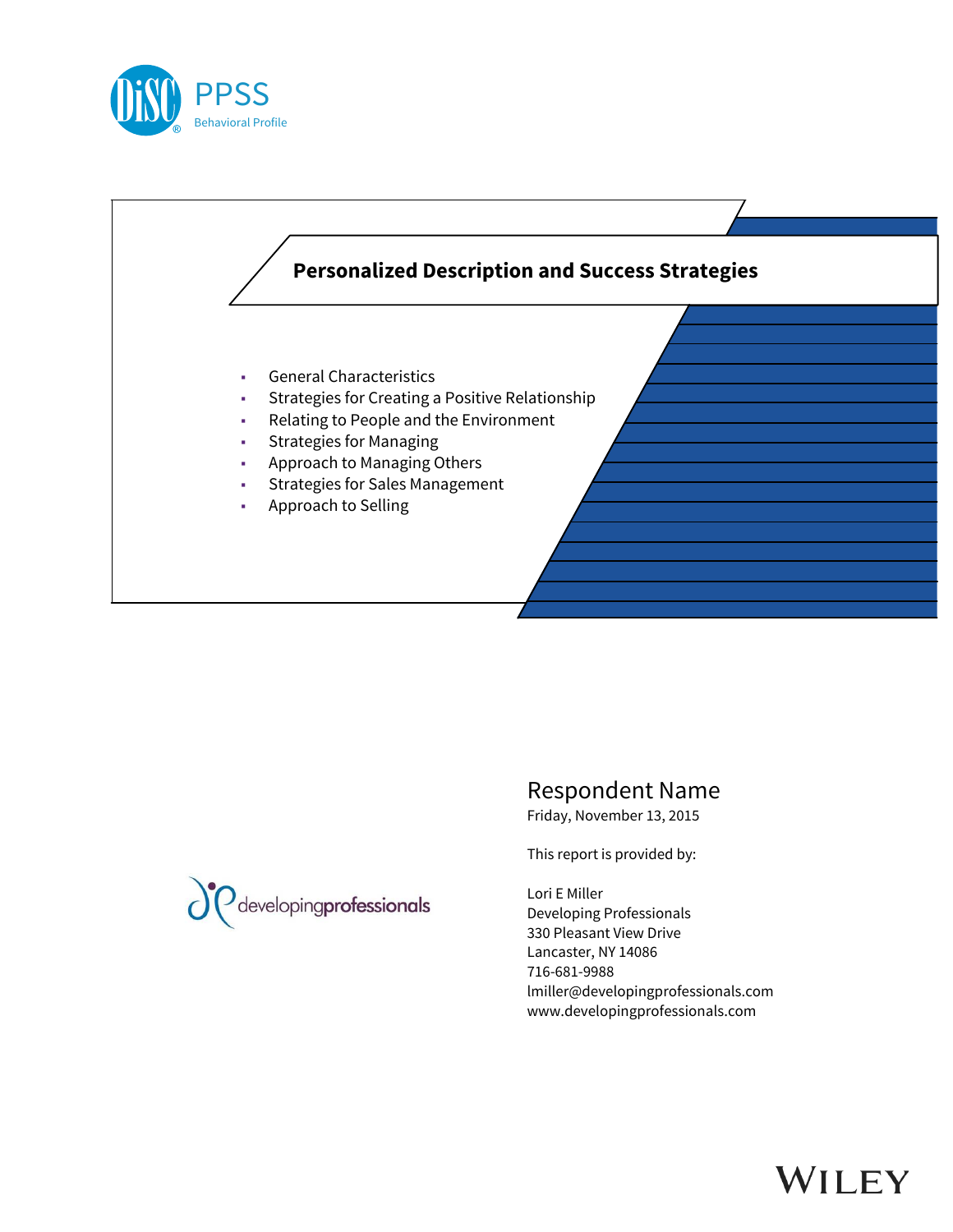DiSC® PPSS
Behavioral Profile

# Personalized Description and Success Strategies

- General Characteristics
- Strategies for Creating a Positive Relationship
- Relating to People and the Environment
- Strategies for Managing
- Approach to Managing Others
- Strategies for Sales Management
- Approach to Selling

developingprofessionals

Respondent Name
Friday, November 13, 2015

This report is provided by:

Lori E Miller
Developing Professionals
330 Pleasant View Drive
Lancaster, NY 14086
716-681-9988
lmiller@developingprofessionals.com
www.developingprofessionals.com

WILEY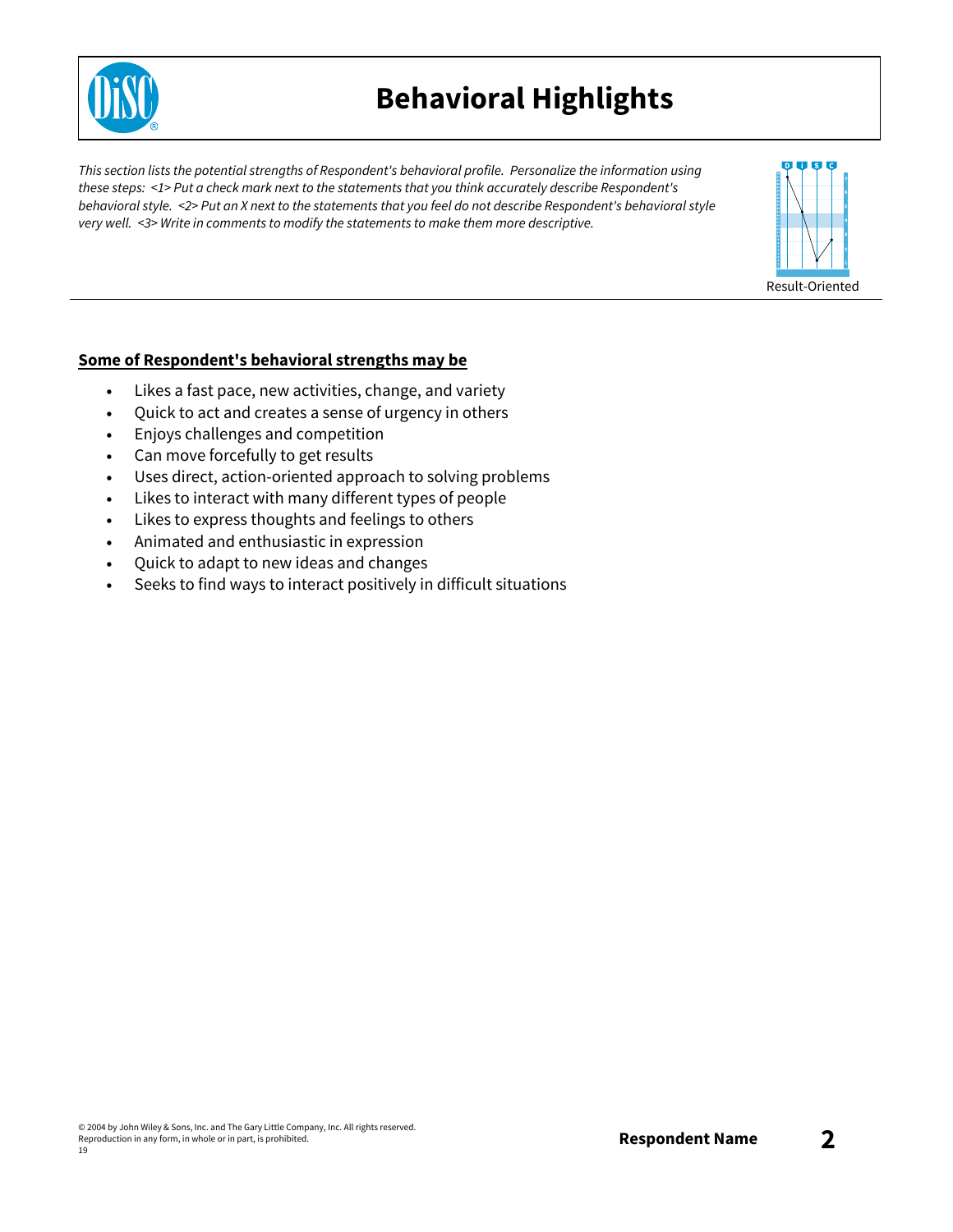# Behavioral Highlights

*This section lists the potential strengths of Respondent's behavioral profile. Personalize the information using these steps: <1> Put a check mark next to the statements that you think accurately describe Respondent's behavioral style. <2> Put an X next to the statements that you feel do not describe Respondent's behavioral style very well. <3> Write in comments to modify the statements to make them more descriptive.*

Result-Oriented

**Some of Respondent's behavioral strengths may be**

- Likes a fast pace, new activities, change, and variety
- Quick to act and creates a sense of urgency in others
- Enjoys challenges and competition
- Can move forcefully to get results
- Uses direct, action-oriented approach to solving problems
- Likes to interact with many different types of people
- Likes to express thoughts and feelings to others
- Animated and enthusiastic in expression
- Quick to adapt to new ideas and changes
- Seeks to find ways to interact positively in difficult situations

© 2004 by John Wiley & Sons, Inc. and The Gary Little Company, Inc. All rights reserved.
Reproduction in any form, in whole or in part, is prohibited.
19

**Respondent Name**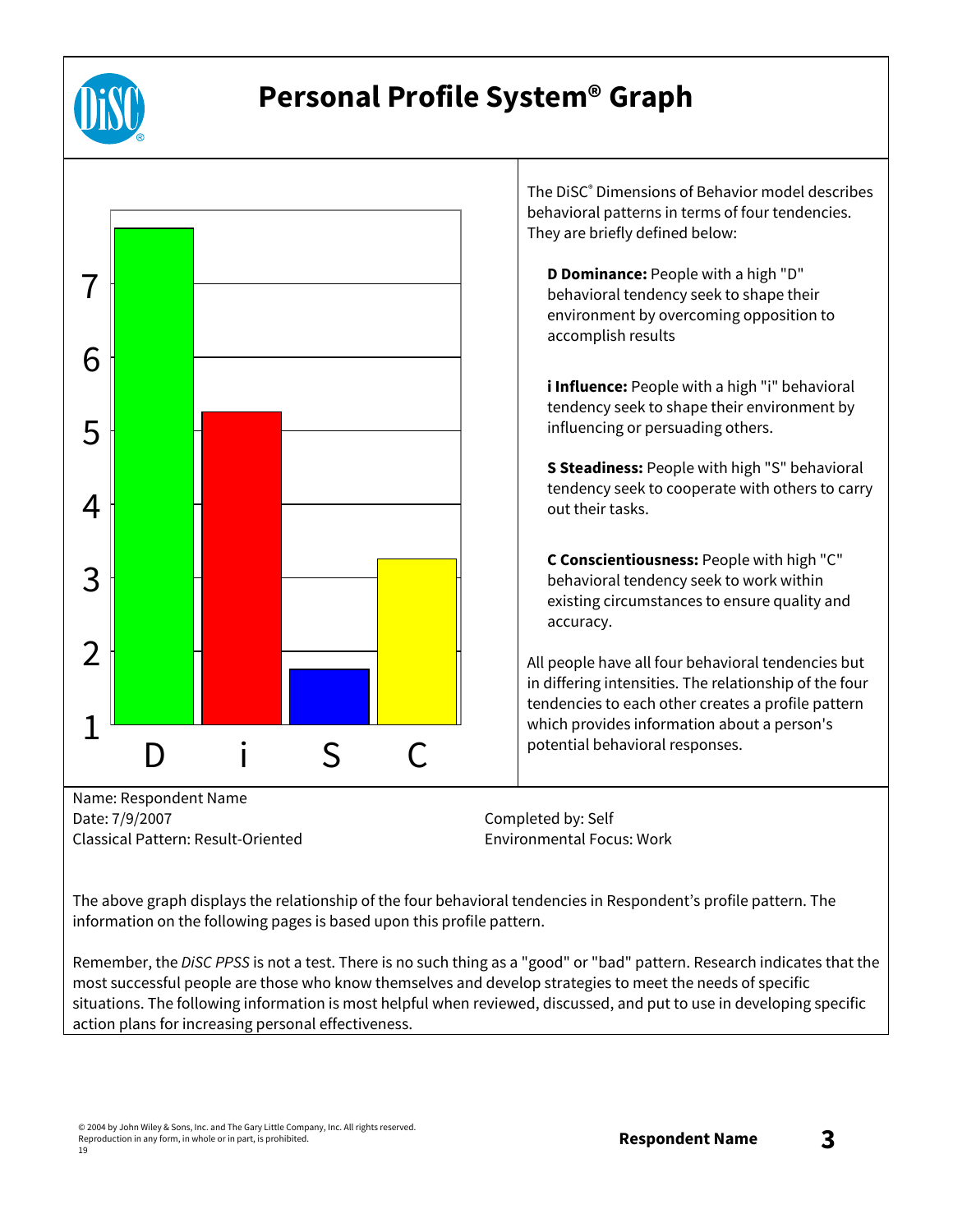# Personal Profile System® Graph

The DiSC® Dimensions of Behavior model describes behavioral patterns in terms of four tendencies. They are briefly defined below:

**D Dominance:** People with a high "D" behavioral tendency seek to shape their environment by overcoming opposition to accomplish results

**i Influence:** People with a high "i" behavioral tendency seek to shape their environment by influencing or persuading others.

**S Steadiness:** People with high "S" behavioral tendency seek to cooperate with others to carry out their tasks.

**C Conscientiousness:** People with high "C" behavioral tendency seek to work within existing circumstances to ensure quality and accuracy.

All people have all four behavioral tendencies but in differing intensities. The relationship of the four tendencies to each other creates a profile pattern which provides information about a person's potential behavioral responses.

Name: Respondent Name
Date: 7/9/2007
Classical Pattern: Result-Oriented

Completed by: Self
Environmental Focus: Work

The above graph displays the relationship of the four behavioral tendencies in Respondent's profile pattern. The information on the following pages is based upon this profile pattern.

Remember, the *DiSC PPSS* is not a test. There is no such thing as a "good" or "bad" pattern. Research indicates that the most successful people are those who know themselves and develop strategies to meet the needs of specific situations. The following information is most helpful when reviewed, discussed, and put to use in developing specific action plans for increasing personal effectiveness.

© 2004 by John Wiley & Sons, Inc. and The Gary Little Company, Inc. All rights reserved.
Reproduction in any form, in whole or in part, is prohibited.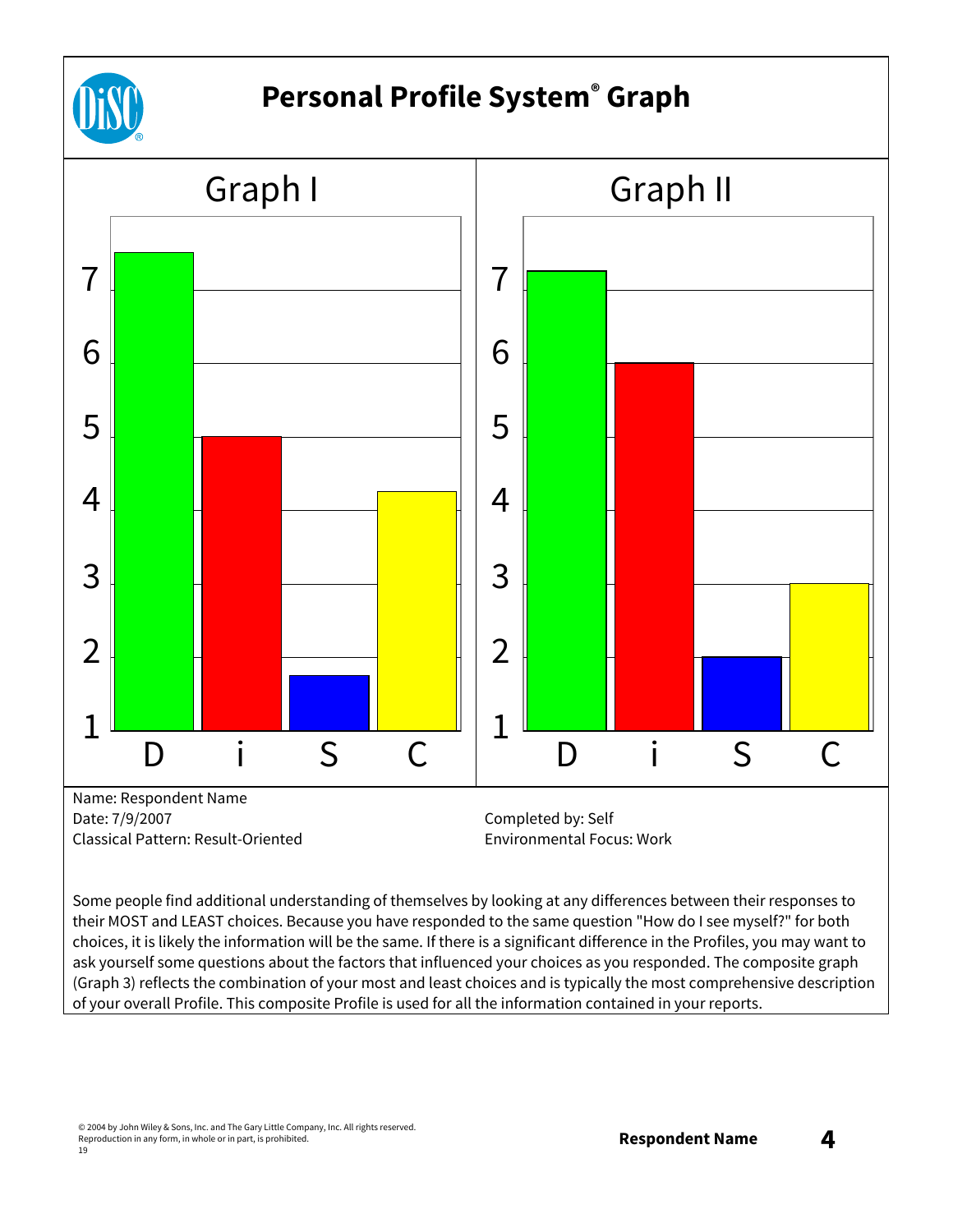# Personal Profile System® Graph

## Graph I

| | D | i | S | C |
|---|---|---|---|---|

## Graph II

| | D | i | S | C |
|---|---|---|---|---|

Name: Respondent Name
Date: 7/9/2007
Classical Pattern: Result-Oriented

Completed by: Self
Environmental Focus: Work

Some people find additional understanding of themselves by looking at any differences between their responses to their MOST and LEAST choices. Because you have responded to the same question "How do I see myself?" for both choices, it is likely the information will be the same. If there is a significant difference in the Profiles, you may want to ask yourself some questions about the factors that influenced your choices as you responded. The composite graph (Graph 3) reflects the combination of your most and least choices and is typically the most comprehensive description of your overall Profile. This composite Profile is used for all the information contained in your reports.

© 2004 by John Wiley & Sons, Inc. and The Gary Little Company, Inc. All rights reserved.
Reproduction in any form, in whole or in part, is prohibited.
19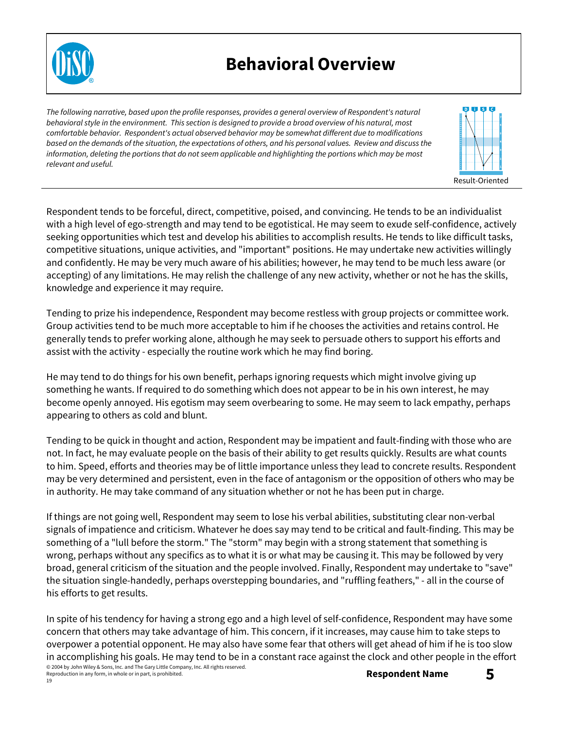# Behavioral Overview

*The following narrative, based upon the profile responses, provides a general overview of Respondent's natural behavioral style in the environment. This section is designed to provide a broad overview of his natural, most comfortable behavior. Respondent's actual observed behavior may be somewhat different due to modifications based on the demands of the situation, the expectations of others, and his personal values. Review and discuss the information, deleting the portions that do not seem applicable and highlighting the portions which may be most relevant and useful.*

Result-Oriented

Respondent tends to be forceful, direct, competitive, poised, and convincing. He tends to be an individualist with a high level of ego-strength and may tend to be egotistical. He may seem to exude self-confidence, actively seeking opportunities which test and develop his abilities to accomplish results. He tends to like difficult tasks, competitive situations, unique activities, and "important" positions. He may undertake new activities willingly and confidently. He may be very much aware of his abilities; however, he may tend to be much less aware (or accepting) of any limitations. He may relish the challenge of any new activity, whether or not he has the skills, knowledge and experience it may require.

Tending to prize his independence, Respondent may become restless with group projects or committee work. Group activities tend to be much more acceptable to him if he chooses the activities and retains control. He generally tends to prefer working alone, although he may seek to persuade others to support his efforts and assist with the activity - especially the routine work which he may find boring.

He may tend to do things for his own benefit, perhaps ignoring requests which might involve giving up something he wants. If required to do something which does not appear to be in his own interest, he may become openly annoyed. His egotism may seem overbearing to some. He may seem to lack empathy, perhaps appearing to others as cold and blunt.

Tending to be quick in thought and action, Respondent may be impatient and fault-finding with those who are not. In fact, he may evaluate people on the basis of their ability to get results quickly. Results are what counts to him. Speed, efforts and theories may be of little importance unless they lead to concrete results. Respondent may be very determined and persistent, even in the face of antagonism or the opposition of others who may be in authority. He may take command of any situation whether or not he has been put in charge.

If things are not going well, Respondent may seem to lose his verbal abilities, substituting clear non-verbal signals of impatience and criticism. Whatever he does say may tend to be critical and fault-finding. This may be something of a "lull before the storm." The "storm" may begin with a strong statement that something is wrong, perhaps without any specifics as to what it is or what may be causing it. This may be followed by very broad, general criticism of the situation and the people involved. Finally, Respondent may undertake to "save" the situation single-handedly, perhaps overstepping boundaries, and "ruffling feathers," - all in the course of his efforts to get results.

In spite of his tendency for having a strong ego and a high level of self-confidence, Respondent may have some concern that others may take advantage of him. This concern, if it increases, may cause him to take steps to overpower a potential opponent. He may also have some fear that others will get ahead of him if he is too slow in accomplishing his goals. He may tend to be in a constant race against the clock and other people in the effort

© 2004 by John Wiley & Sons, Inc. and The Gary Little Company, Inc. All rights reserved.
Reproduction in any form, in whole or in part, is prohibited.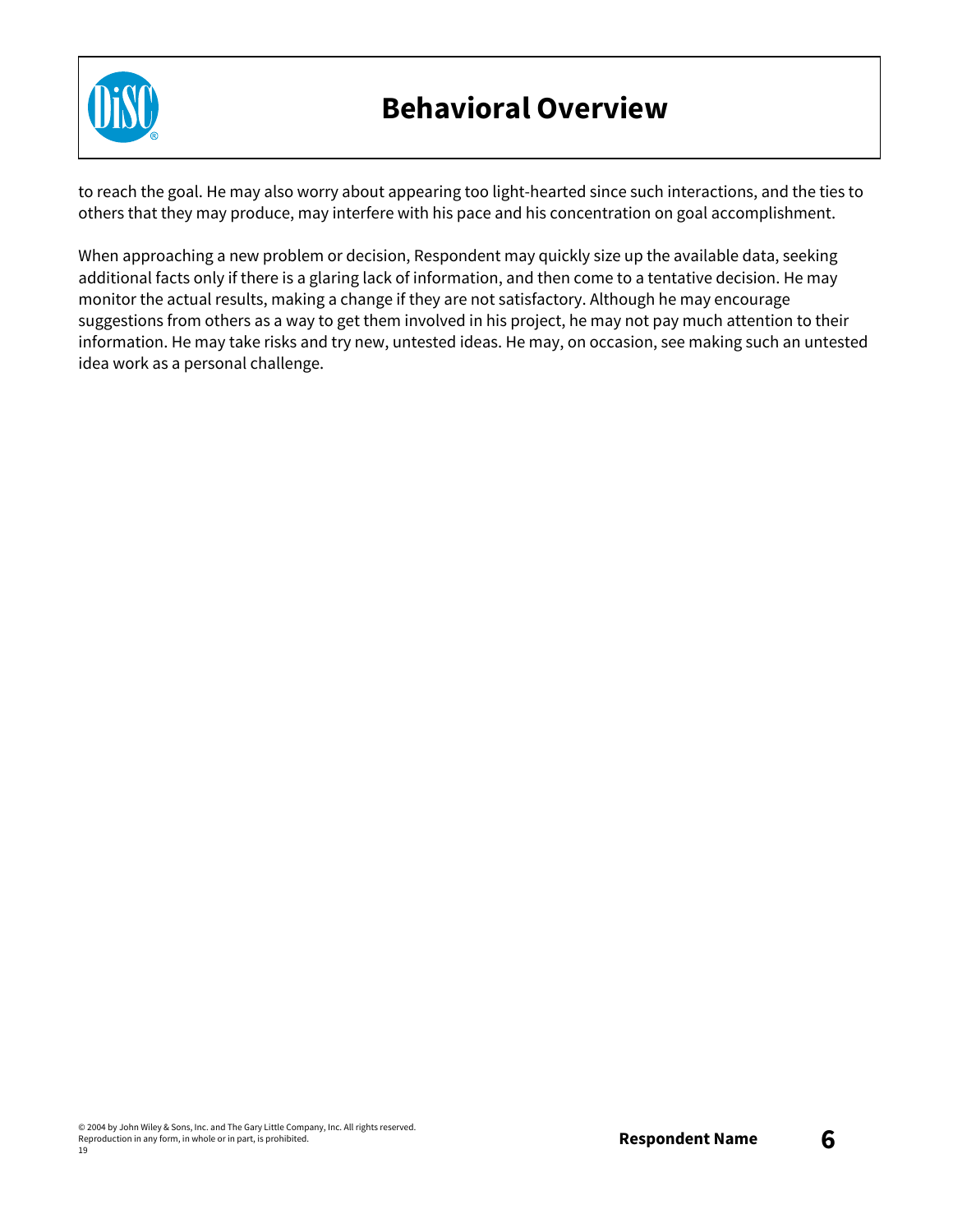to reach the goal. He may also worry about appearing too light-hearted since such interactions, and the ties to others that they may produce, may interfere with his pace and his concentration on goal accomplishment.

When approaching a new problem or decision, Respondent may quickly size up the available data, seeking additional facts only if there is a glaring lack of information, and then come to a tentative decision. He may monitor the actual results, making a change if they are not satisfactory. Although he may encourage suggestions from others as a way to get them involved in his project, he may not pay much attention to their information. He may take risks and try new, untested ideas. He may, on occasion, see making such an untested idea work as a personal challenge.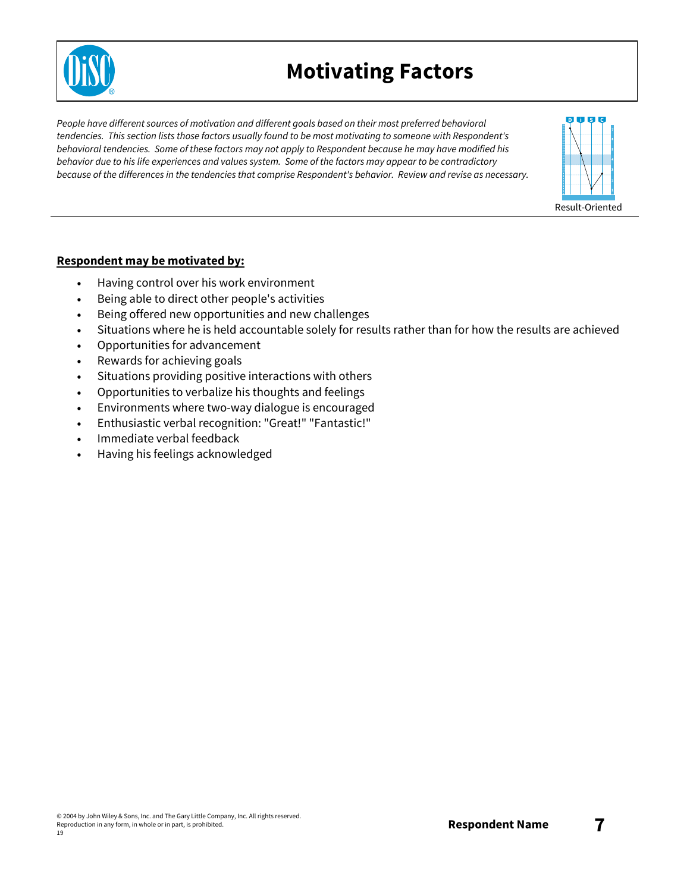# Motivating Factors

*People have different sources of motivation and different goals based on their most preferred behavioral tendencies. This section lists those factors usually found to be most motivating to someone with Respondent's behavioral tendencies. Some of these factors may not apply to Respondent because he may have modified his behavior due to his life experiences and values system. Some of the factors may appear to be contradictory because of the differences in the tendencies that comprise Respondent's behavior. Review and revise as necessary.*

Result-Oriented

**Respondent may be motivated by:**

- Having control over his work environment
- Being able to direct other people's activities
- Being offered new opportunities and new challenges
- Situations where he is held accountable solely for results rather than for how the results are achieved
- Opportunities for advancement
- Rewards for achieving goals
- Situations providing positive interactions with others
- Opportunities to verbalize his thoughts and feelings
- Environments where two-way dialogue is encouraged
- Enthusiastic verbal recognition: "Great!" "Fantastic!"
- Immediate verbal feedback
- Having his feelings acknowledged

© 2004 by John Wiley & Sons, Inc. and The Gary Little Company, Inc. All rights reserved.
Reproduction in any form, in whole or in part, is prohibited.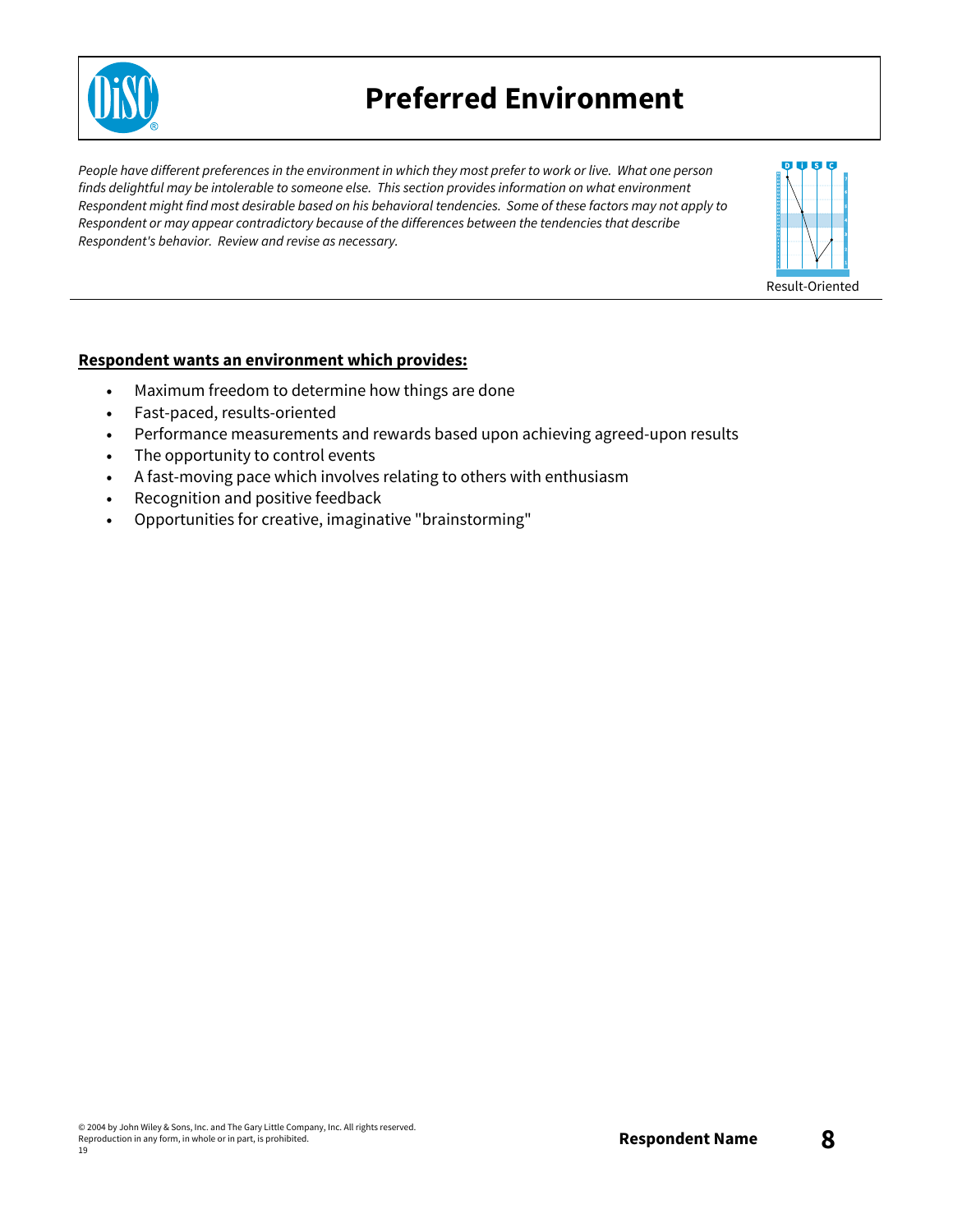# Preferred Environment

*People have different preferences in the environment in which they most prefer to work or live. What one person finds delightful may be intolerable to someone else. This section provides information on what environment Respondent might find most desirable based on his behavioral tendencies. Some of these factors may not apply to Respondent or may appear contradictory because of the differences between the tendencies that describe Respondent's behavior. Review and revise as necessary.*

Result-Oriented

**Respondent wants an environment which provides:**

- Maximum freedom to determine how things are done
- Fast-paced, results-oriented
- Performance measurements and rewards based upon achieving agreed-upon results
- The opportunity to control events
- A fast-moving pace which involves relating to others with enthusiasm
- Recognition and positive feedback
- Opportunities for creative, imaginative "brainstorming"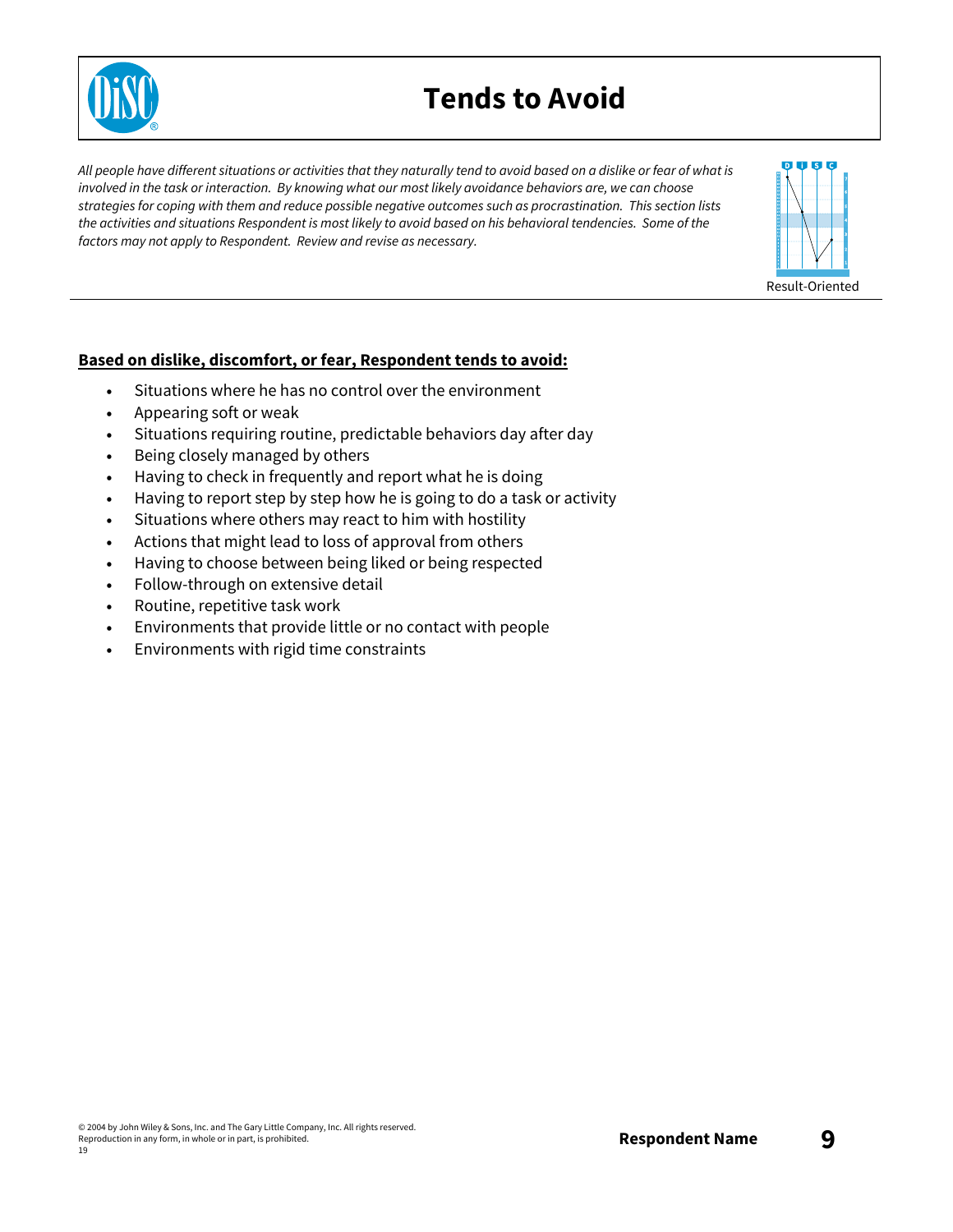# Tends to Avoid

*All people have different situations or activities that they naturally tend to avoid based on a dislike or fear of what is involved in the task or interaction. By knowing what our most likely avoidance behaviors are, we can choose strategies for coping with them and reduce possible negative outcomes such as procrastination. This section lists the activities and situations Respondent is most likely to avoid based on his behavioral tendencies. Some of the factors may not apply to Respondent. Review and revise as necessary.*

Result-Oriented

**Based on dislike, discomfort, or fear, Respondent tends to avoid:**

- Situations where he has no control over the environment
- Appearing soft or weak
- Situations requiring routine, predictable behaviors day after day
- Being closely managed by others
- Having to check in frequently and report what he is doing
- Having to report step by step how he is going to do a task or activity
- Situations where others may react to him with hostility
- Actions that might lead to loss of approval from others
- Having to choose between being liked or being respected
- Follow-through on extensive detail
- Routine, repetitive task work
- Environments that provide little or no contact with people
- Environments with rigid time constraints

© 2004 by John Wiley & Sons, Inc. and The Gary Little Company, Inc. All rights reserved.
Reproduction in any form, in whole or in part, is prohibited.
19

**Respondent Name**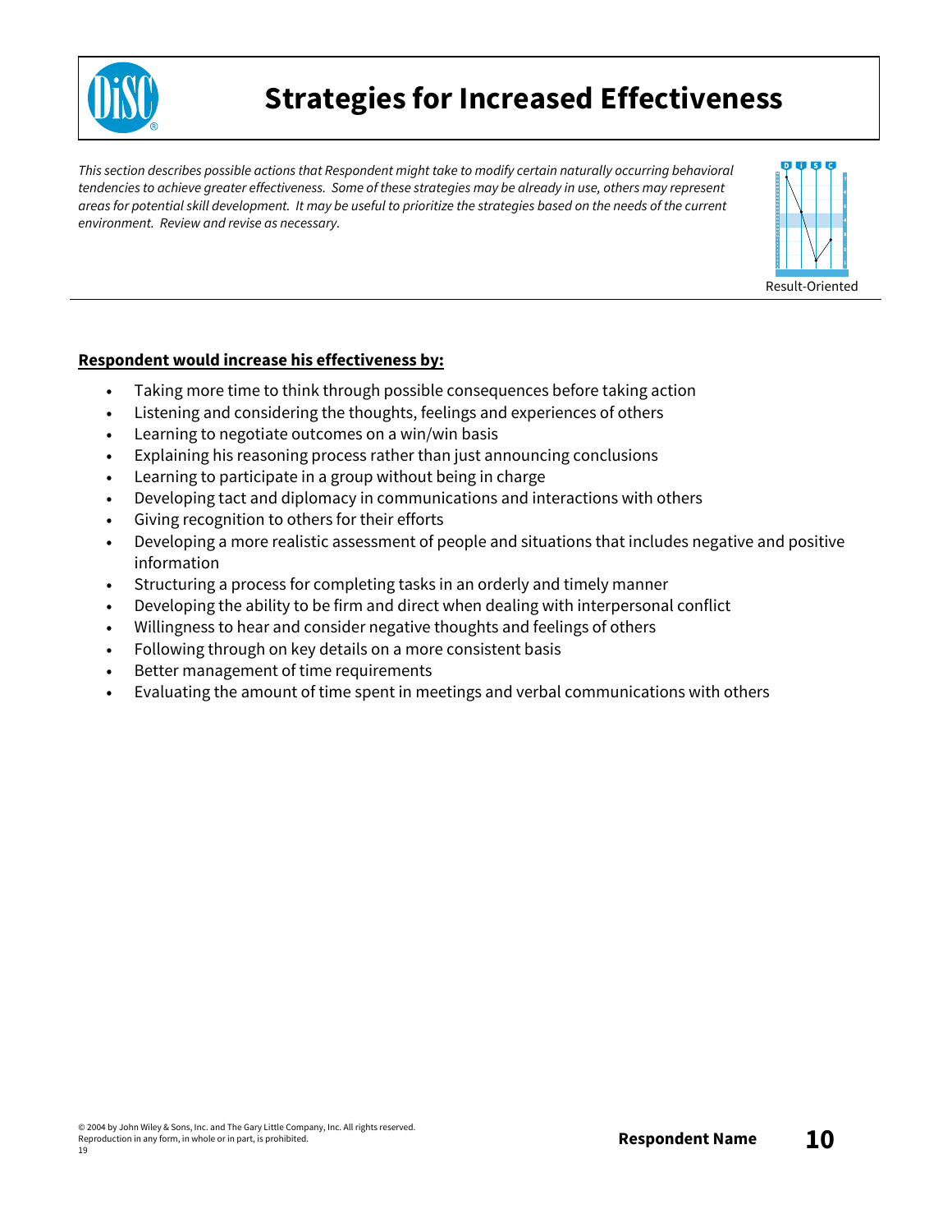# Strategies for Increased Effectiveness

*This section describes possible actions that Respondent might take to modify certain naturally occurring behavioral tendencies to achieve greater effectiveness. Some of these strategies may be already in use, others may represent areas for potential skill development. It may be useful to prioritize the strategies based on the needs of the current environment. Review and revise as necessary.*

Result-Oriented

**Respondent would increase his effectiveness by:**

- Taking more time to think through possible consequences before taking action
- Listening and considering the thoughts, feelings and experiences of others
- Learning to negotiate outcomes on a win/win basis
- Explaining his reasoning process rather than just announcing conclusions
- Learning to participate in a group without being in charge
- Developing tact and diplomacy in communications and interactions with others
- Giving recognition to others for their efforts
- Developing a more realistic assessment of people and situations that includes negative and positive information
- Structuring a process for completing tasks in an orderly and timely manner
- Developing the ability to be firm and direct when dealing with interpersonal conflict
- Willingness to hear and consider negative thoughts and feelings of others
- Following through on key details on a more consistent basis
- Better management of time requirements
- Evaluating the amount of time spent in meetings and verbal communications with others

© 2004 by John Wiley & Sons, Inc. and The Gary Little Company, Inc. All rights reserved.
Reproduction in any form, in whole or in part, is prohibited.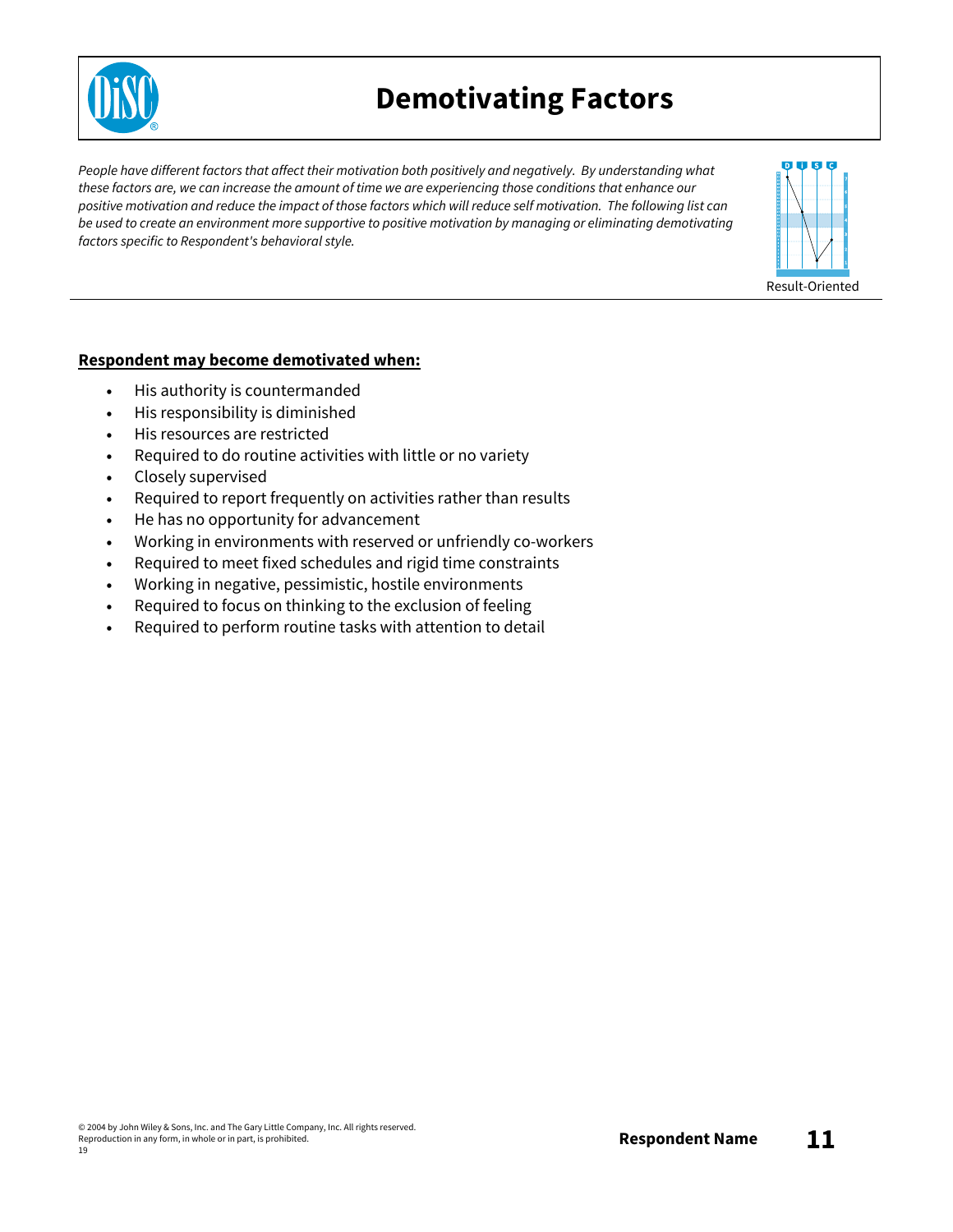# Demotivating Factors

*People have different factors that affect their motivation both positively and negatively. By understanding what these factors are, we can increase the amount of time we are experiencing those conditions that enhance our positive motivation and reduce the impact of those factors which will reduce self motivation. The following list can be used to create an environment more supportive to positive motivation by managing or eliminating demotivating factors specific to Respondent's behavioral style.*

Result-Oriented

**Respondent may become demotivated when:**

- His authority is countermanded
- His responsibility is diminished
- His resources are restricted
- Required to do routine activities with little or no variety
- Closely supervised
- Required to report frequently on activities rather than results
- He has no opportunity for advancement
- Working in environments with reserved or unfriendly co-workers
- Required to meet fixed schedules and rigid time constraints
- Working in negative, pessimistic, hostile environments
- Required to focus on thinking to the exclusion of feeling
- Required to perform routine tasks with attention to detail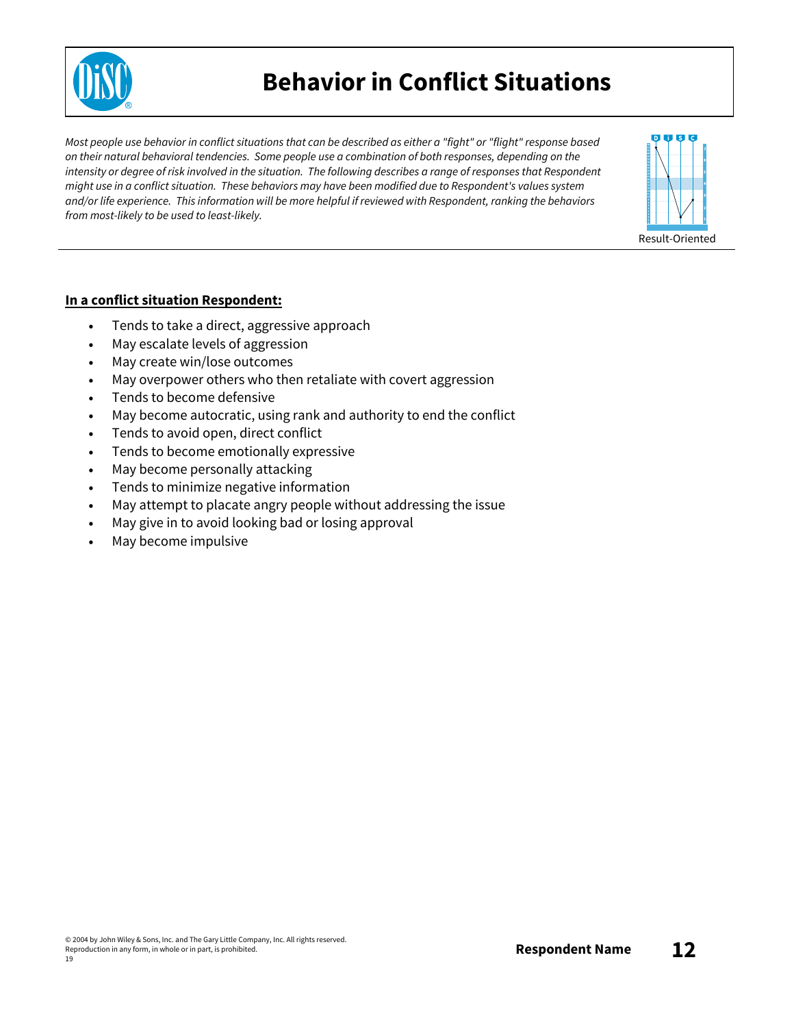# Behavior in Conflict Situations

*Most people use behavior in conflict situations that can be described as either a "fight" or "flight" response based on their natural behavioral tendencies. Some people use a combination of both responses, depending on the intensity or degree of risk involved in the situation. The following describes a range of responses that Respondent might use in a conflict situation. These behaviors may have been modified due to Respondent's values system and/or life experience. This information will be more helpful if reviewed with Respondent, ranking the behaviors from most-likely to be used to least-likely.*

Result-Oriented

**In a conflict situation Respondent:**

- Tends to take a direct, aggressive approach
- May escalate levels of aggression
- May create win/lose outcomes
- May overpower others who then retaliate with covert aggression
- Tends to become defensive
- May become autocratic, using rank and authority to end the conflict
- Tends to avoid open, direct conflict
- Tends to become emotionally expressive
- May become personally attacking
- Tends to minimize negative information
- May attempt to placate angry people without addressing the issue
- May give in to avoid looking bad or losing approval
- May become impulsive

© 2004 by John Wiley & Sons, Inc. and The Gary Little Company, Inc. All rights reserved.
Reproduction in any form, in whole or in part, is prohibited.
19

**Respondent Name**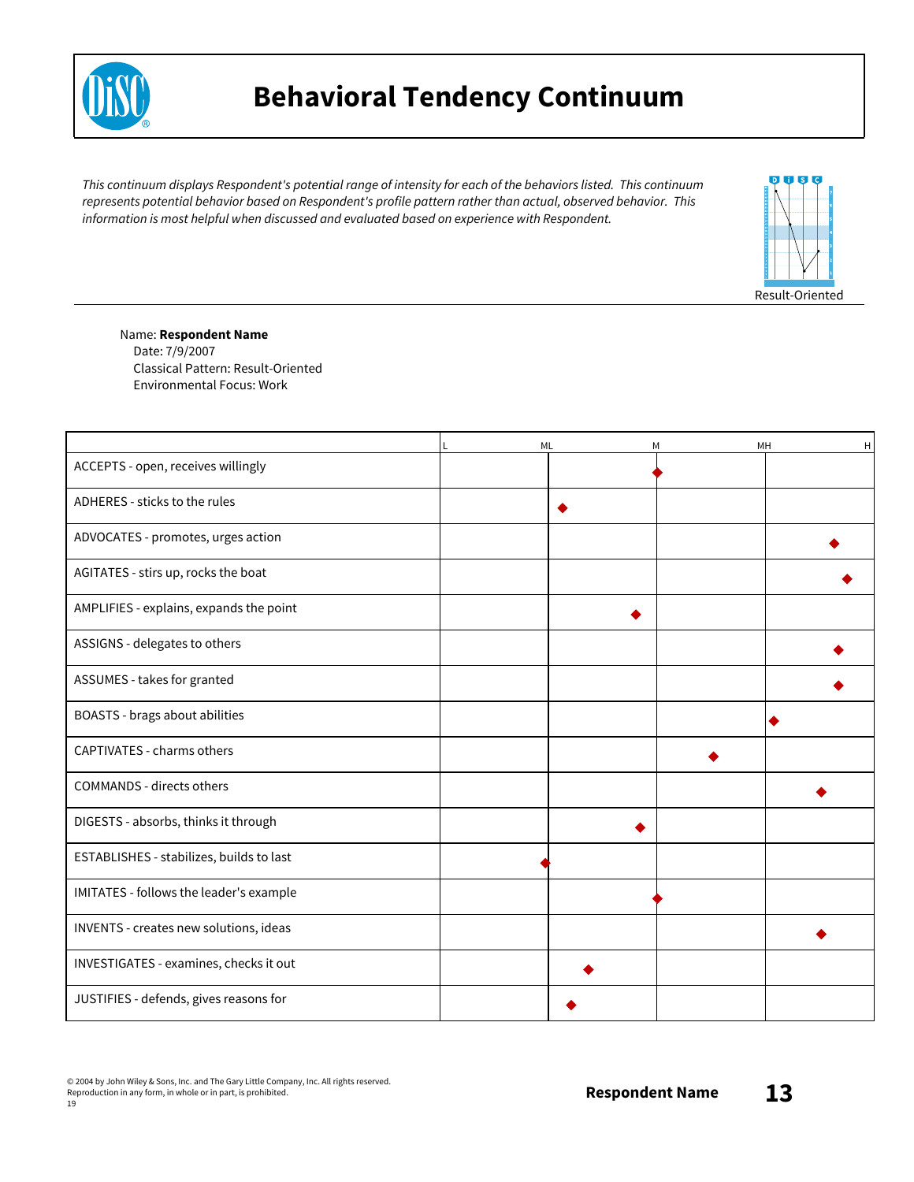# Behavioral Tendency Continuum

*This continuum displays Respondent's potential range of intensity for each of the behaviors listed. This continuum represents potential behavior based on Respondent's profile pattern rather than actual, observed behavior. This information is most helpful when discussed and evaluated based on experience with Respondent.*

Result-Oriented

Name: **Respondent Name**
Date: 7/9/2007
Classical Pattern: Result-Oriented
Environmental Focus: Work

| | L | ML | M | MH | H |
|---|---|---|---|---|---|
| ACCEPTS - open, receives willingly | | | ◆ | | |
| ADHERES - sticks to the rules | | ◆ | | | |
| ADVOCATES - promotes, urges action | | | | ◆ | |
| AGITATES - stirs up, rocks the boat | | | | ◆ | |
| AMPLIFIES - explains, expands the point | | ◆ | | | |
| ASSIGNS - delegates to others | | | | ◆ | |
| ASSUMES - takes for granted | | | | ◆ | |
| BOASTS - brags about abilities | | | | ◆ | |
| CAPTIVATES - charms others | | | ◆ | | |
| COMMANDS - directs others | | | | ◆ | |
| DIGESTS - absorbs, thinks it through | | ◆ | | | |
| ESTABLISHES - stabilizes, builds to last | | ◆ | | | |
| IMITATES - follows the leader's example | | | ◆ | | |
| INVENTS - creates new solutions, ideas | | | | ◆ | |
| INVESTIGATES - examines, checks it out | | ◆ | | | |
| JUSTIFIES - defends, gives reasons for | | ◆ | | | |

© 2004 by John Wiley & Sons, Inc. and The Gary Little Company, Inc. All rights reserved.
Reproduction in any form, in whole or in part, is prohibited.
19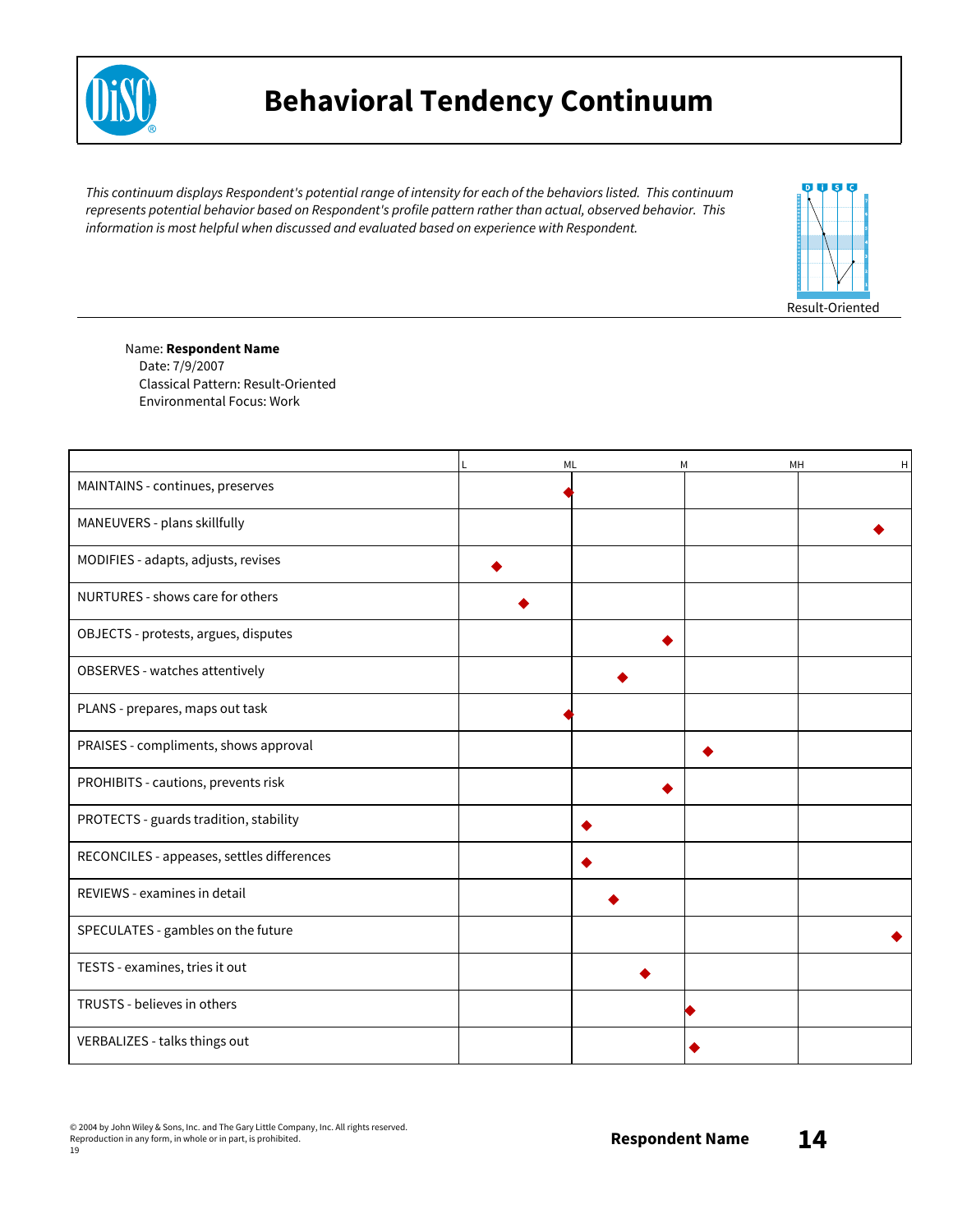# Behavioral Tendency Continuum

*This continuum displays Respondent's potential range of intensity for each of the behaviors listed. This continuum represents potential behavior based on Respondent's profile pattern rather than actual, observed behavior. This information is most helpful when discussed and evaluated based on experience with Respondent.*

Result-Oriented

Name: **Respondent Name**
Date: 7/9/2007
Classical Pattern: Result-Oriented
Environmental Focus: Work

| | L – ML | ML – M | M – MH | MH – H |
|---|---|---|---|---|
| MAINTAINS - continues, preserves | ◆ | | | |
| MANEUVERS - plans skillfully | | | | ◆ |
| MODIFIES - adapts, adjusts, revises | ◆ | | | |
| NURTURES - shows care for others | ◆ | | | |
| OBJECTS - protests, argues, disputes | | ◆ | | |
| OBSERVES - watches attentively | | ◆ | | |
| PLANS - prepares, maps out task | ◆ | | | |
| PRAISES - compliments, shows approval | | | ◆ | |
| PROHIBITS - cautions, prevents risk | | ◆ | | |
| PROTECTS - guards tradition, stability | | ◆ | | |
| RECONCILES - appeases, settles differences | | ◆ | | |
| REVIEWS - examines in detail | | ◆ | | |
| SPECULATES - gambles on the future | | | | ◆ |
| TESTS - examines, tries it out | | ◆ | | |
| TRUSTS - believes in others | | | ◆ | |
| VERBALIZES - talks things out | | | ◆ | |

© 2004 by John Wiley & Sons, Inc. and The Gary Little Company, Inc. All rights reserved.
Reproduction in any form, in whole or in part, is prohibited.
19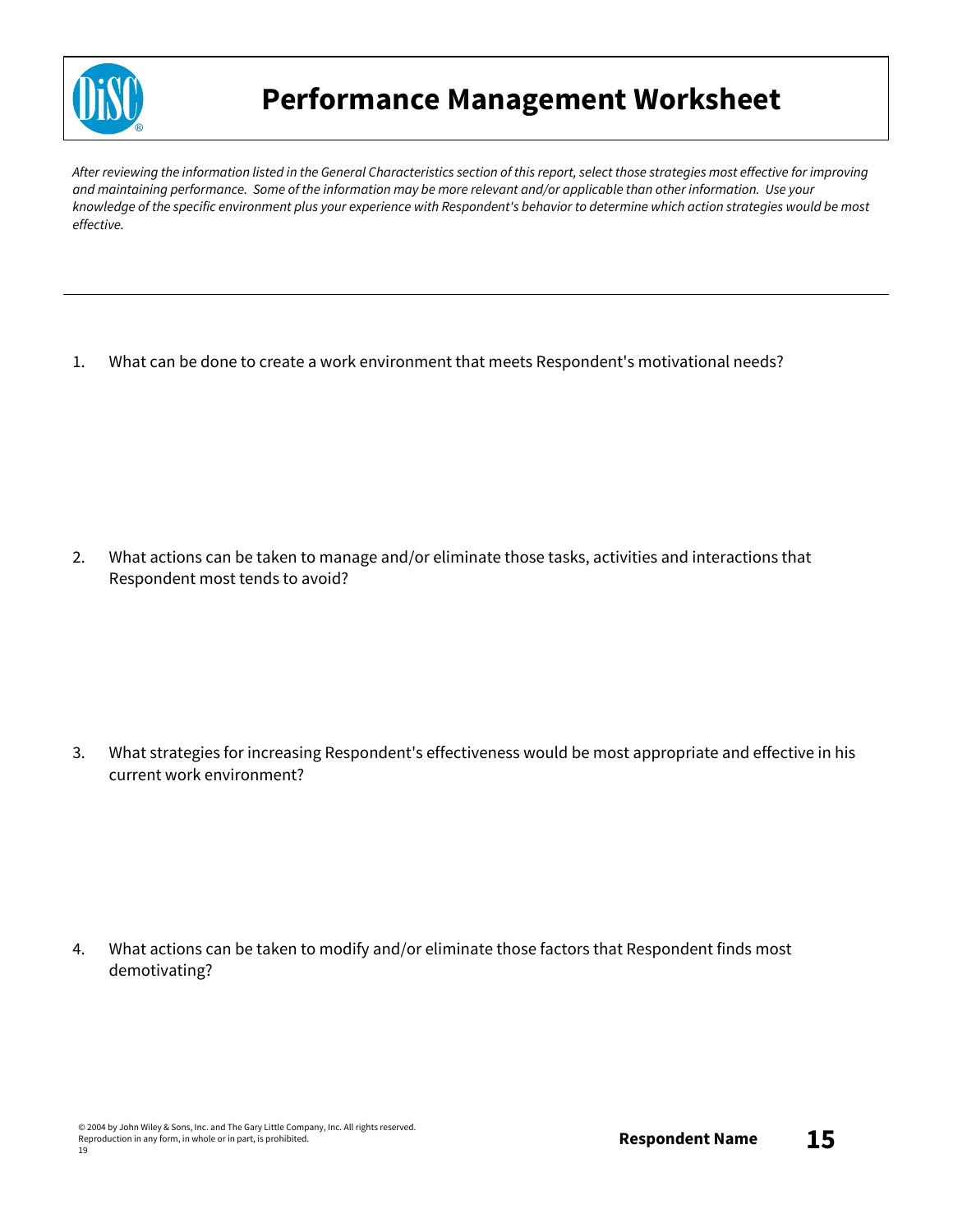# Performance Management Worksheet

*After reviewing the information listed in the General Characteristics section of this report, select those strategies most effective for improving and maintaining performance. Some of the information may be more relevant and/or applicable than other information. Use your knowledge of the specific environment plus your experience with Respondent's behavior to determine which action strategies would be most effective.*

---

1. What can be done to create a work environment that meets Respondent's motivational needs?

2. What actions can be taken to manage and/or eliminate those tasks, activities and interactions that Respondent most tends to avoid?

3. What strategies for increasing Respondent's effectiveness would be most appropriate and effective in his current work environment?

4. What actions can be taken to modify and/or eliminate those factors that Respondent finds most demotivating?

© 2004 by John Wiley & Sons, Inc. and The Gary Little Company, Inc. All rights reserved.
Reproduction in any form, in whole or in part, is prohibited.
19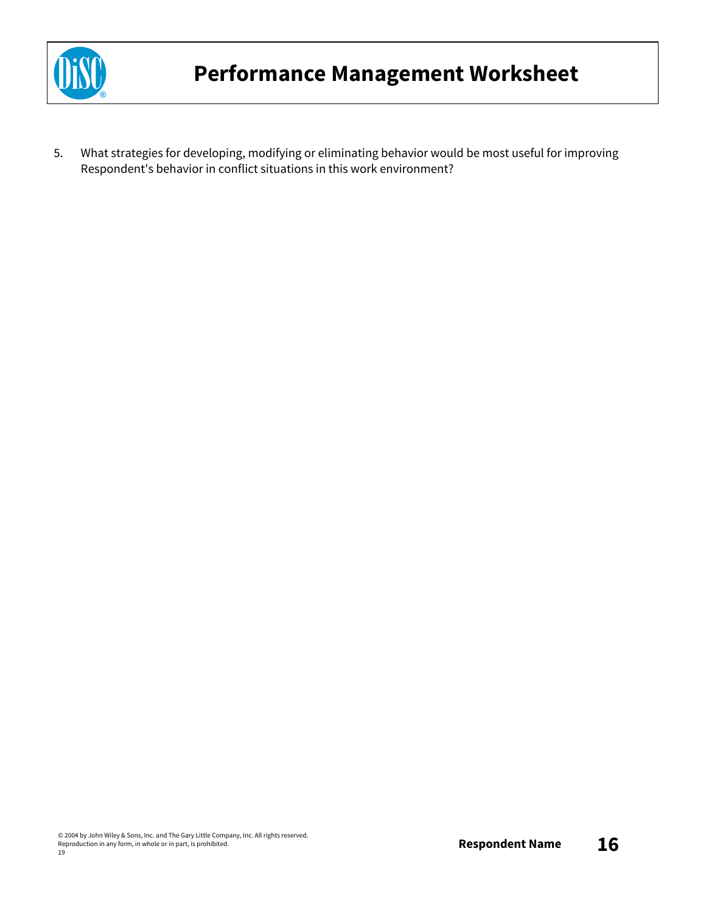# Performance Management Worksheet

5. What strategies for developing, modifying or eliminating behavior would be most useful for improving Respondent's behavior in conflict situations in this work environment?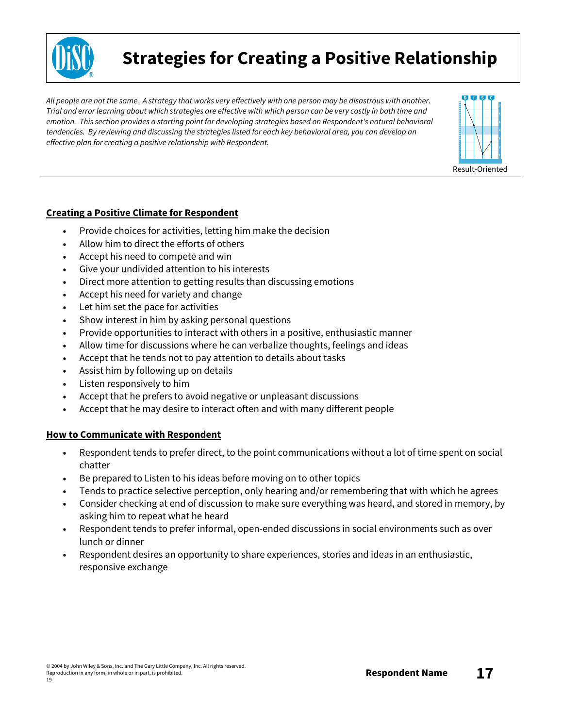# Strategies for Creating a Positive Relationship

*All people are not the same. A strategy that works very effectively with one person may be disastrous with another. Trial and error learning about which strategies are effective with which person can be very costly in both time and emotion. This section provides a starting point for developing strategies based on Respondent's natural behavioral tendencies. By reviewing and discussing the strategies listed for each key behavioral area, you can develop an effective plan for creating a positive relationship with Respondent.*

Result-Oriented

## Creating a Positive Climate for Respondent

- Provide choices for activities, letting him make the decision
- Allow him to direct the efforts of others
- Accept his need to compete and win
- Give your undivided attention to his interests
- Direct more attention to getting results than discussing emotions
- Accept his need for variety and change
- Let him set the pace for activities
- Show interest in him by asking personal questions
- Provide opportunities to interact with others in a positive, enthusiastic manner
- Allow time for discussions where he can verbalize thoughts, feelings and ideas
- Accept that he tends not to pay attention to details about tasks
- Assist him by following up on details
- Listen responsively to him
- Accept that he prefers to avoid negative or unpleasant discussions
- Accept that he may desire to interact often and with many different people

## How to Communicate with Respondent

- Respondent tends to prefer direct, to the point communications without a lot of time spent on social chatter
- Be prepared to Listen to his ideas before moving on to other topics
- Tends to practice selective perception, only hearing and/or remembering that with which he agrees
- Consider checking at end of discussion to make sure everything was heard, and stored in memory, by asking him to repeat what he heard
- Respondent tends to prefer informal, open-ended discussions in social environments such as over lunch or dinner
- Respondent desires an opportunity to share experiences, stories and ideas in an enthusiastic, responsive exchange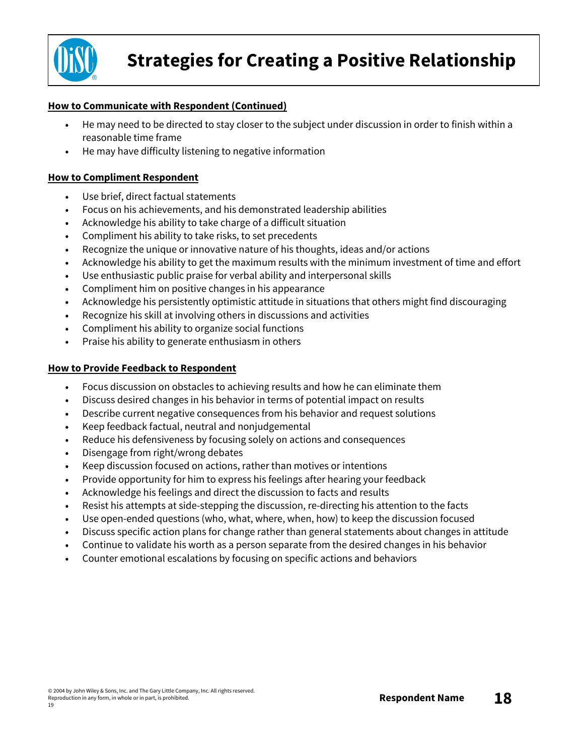# Strategies for Creating a Positive Relationship

**How to Communicate with Respondent (Continued)**

- He may need to be directed to stay closer to the subject under discussion in order to finish within a reasonable time frame
- He may have difficulty listening to negative information

**How to Compliment Respondent**

- Use brief, direct factual statements
- Focus on his achievements, and his demonstrated leadership abilities
- Acknowledge his ability to take charge of a difficult situation
- Compliment his ability to take risks, to set precedents
- Recognize the unique or innovative nature of his thoughts, ideas and/or actions
- Acknowledge his ability to get the maximum results with the minimum investment of time and effort
- Use enthusiastic public praise for verbal ability and interpersonal skills
- Compliment him on positive changes in his appearance
- Acknowledge his persistently optimistic attitude in situations that others might find discouraging
- Recognize his skill at involving others in discussions and activities
- Compliment his ability to organize social functions
- Praise his ability to generate enthusiasm in others

**How to Provide Feedback to Respondent**

- Focus discussion on obstacles to achieving results and how he can eliminate them
- Discuss desired changes in his behavior in terms of potential impact on results
- Describe current negative consequences from his behavior and request solutions
- Keep feedback factual, neutral and nonjudgemental
- Reduce his defensiveness by focusing solely on actions and consequences
- Disengage from right/wrong debates
- Keep discussion focused on actions, rather than motives or intentions
- Provide opportunity for him to express his feelings after hearing your feedback
- Acknowledge his feelings and direct the discussion to facts and results
- Resist his attempts at side-stepping the discussion, re-directing his attention to the facts
- Use open-ended questions (who, what, where, when, how) to keep the discussion focused
- Discuss specific action plans for change rather than general statements about changes in attitude
- Continue to validate his worth as a person separate from the desired changes in his behavior
- Counter emotional escalations by focusing on specific actions and behaviors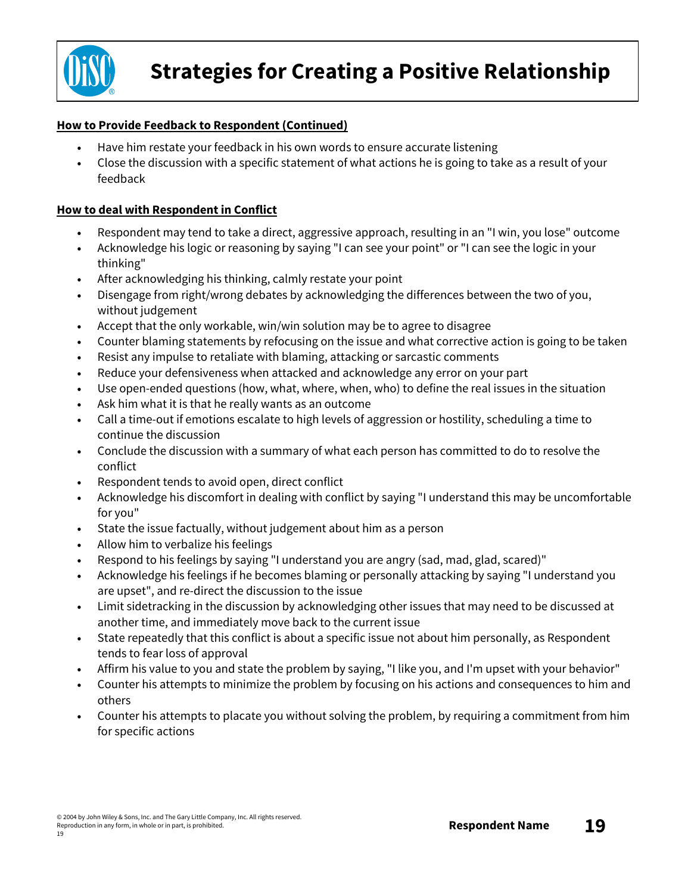# Strategies for Creating a Positive Relationship

**How to Provide Feedback to Respondent (Continued)**

- Have him restate your feedback in his own words to ensure accurate listening
- Close the discussion with a specific statement of what actions he is going to take as a result of your feedback

**How to deal with Respondent in Conflict**

- Respondent may tend to take a direct, aggressive approach, resulting in an "I win, you lose" outcome
- Acknowledge his logic or reasoning by saying "I can see your point" or "I can see the logic in your thinking"
- After acknowledging his thinking, calmly restate your point
- Disengage from right/wrong debates by acknowledging the differences between the two of you, without judgement
- Accept that the only workable, win/win solution may be to agree to disagree
- Counter blaming statements by refocusing on the issue and what corrective action is going to be taken
- Resist any impulse to retaliate with blaming, attacking or sarcastic comments
- Reduce your defensiveness when attacked and acknowledge any error on your part
- Use open-ended questions (how, what, where, when, who) to define the real issues in the situation
- Ask him what it is that he really wants as an outcome
- Call a time-out if emotions escalate to high levels of aggression or hostility, scheduling a time to continue the discussion
- Conclude the discussion with a summary of what each person has committed to do to resolve the conflict
- Respondent tends to avoid open, direct conflict
- Acknowledge his discomfort in dealing with conflict by saying "I understand this may be uncomfortable for you"
- State the issue factually, without judgement about him as a person
- Allow him to verbalize his feelings
- Respond to his feelings by saying "I understand you are angry (sad, mad, glad, scared)"
- Acknowledge his feelings if he becomes blaming or personally attacking by saying "I understand you are upset", and re-direct the discussion to the issue
- Limit sidetracking in the discussion by acknowledging other issues that may need to be discussed at another time, and immediately move back to the current issue
- State repeatedly that this conflict is about a specific issue not about him personally, as Respondent tends to fear loss of approval
- Affirm his value to you and state the problem by saying, "I like you, and I'm upset with your behavior"
- Counter his attempts to minimize the problem by focusing on his actions and consequences to him and others
- Counter his attempts to placate you without solving the problem, by requiring a commitment from him for specific actions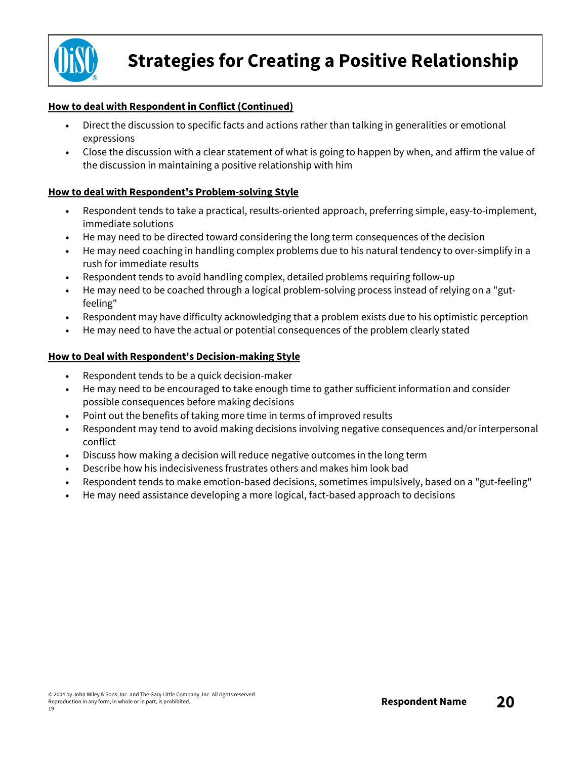# Strategies for Creating a Positive Relationship

**How to deal with Respondent in Conflict (Continued)**

- Direct the discussion to specific facts and actions rather than talking in generalities or emotional expressions
- Close the discussion with a clear statement of what is going to happen by when, and affirm the value of the discussion in maintaining a positive relationship with him

**How to deal with Respondent's Problem-solving Style**

- Respondent tends to take a practical, results-oriented approach, preferring simple, easy-to-implement, immediate solutions
- He may need to be directed toward considering the long term consequences of the decision
- He may need coaching in handling complex problems due to his natural tendency to over-simplify in a rush for immediate results
- Respondent tends to avoid handling complex, detailed problems requiring follow-up
- He may need to be coached through a logical problem-solving process instead of relying on a "gut-feeling"
- Respondent may have difficulty acknowledging that a problem exists due to his optimistic perception
- He may need to have the actual or potential consequences of the problem clearly stated

**How to Deal with Respondent's Decision-making Style**

- Respondent tends to be a quick decision-maker
- He may need to be encouraged to take enough time to gather sufficient information and consider possible consequences before making decisions
- Point out the benefits of taking more time in terms of improved results
- Respondent may tend to avoid making decisions involving negative consequences and/or interpersonal conflict
- Discuss how making a decision will reduce negative outcomes in the long term
- Describe how his indecisiveness frustrates others and makes him look bad
- Respondent tends to make emotion-based decisions, sometimes impulsively, based on a "gut-feeling"
- He may need assistance developing a more logical, fact-based approach to decisions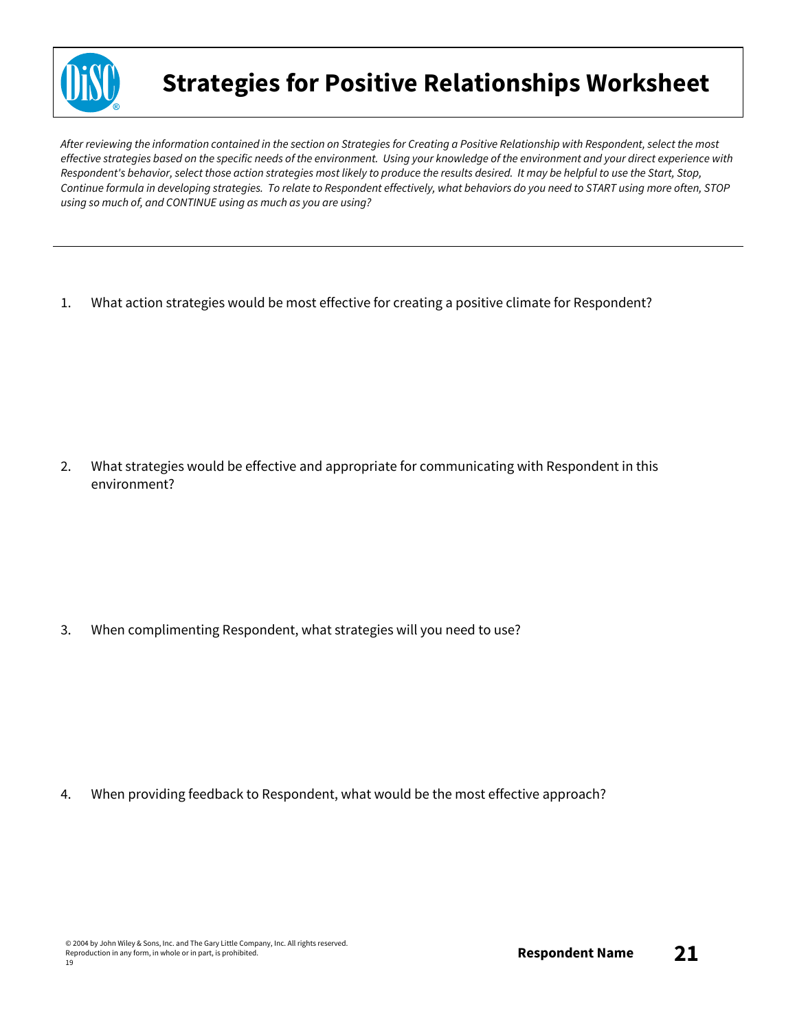# Strategies for Positive Relationships Worksheet

*After reviewing the information contained in the section on Strategies for Creating a Positive Relationship with Respondent, select the most effective strategies based on the specific needs of the environment. Using your knowledge of the environment and your direct experience with Respondent's behavior, select those action strategies most likely to produce the results desired. It may be helpful to use the Start, Stop, Continue formula in developing strategies. To relate to Respondent effectively, what behaviors do you need to START using more often, STOP using so much of, and CONTINUE using as much as you are using?*

---

1. What action strategies would be most effective for creating a positive climate for Respondent?

2. What strategies would be effective and appropriate for communicating with Respondent in this environment?

3. When complimenting Respondent, what strategies will you need to use?

4. When providing feedback to Respondent, what would be the most effective approach?

© 2004 by John Wiley & Sons, Inc. and The Gary Little Company, Inc. All rights reserved.
Reproduction in any form, in whole or in part, is prohibited.
19

**Respondent Name**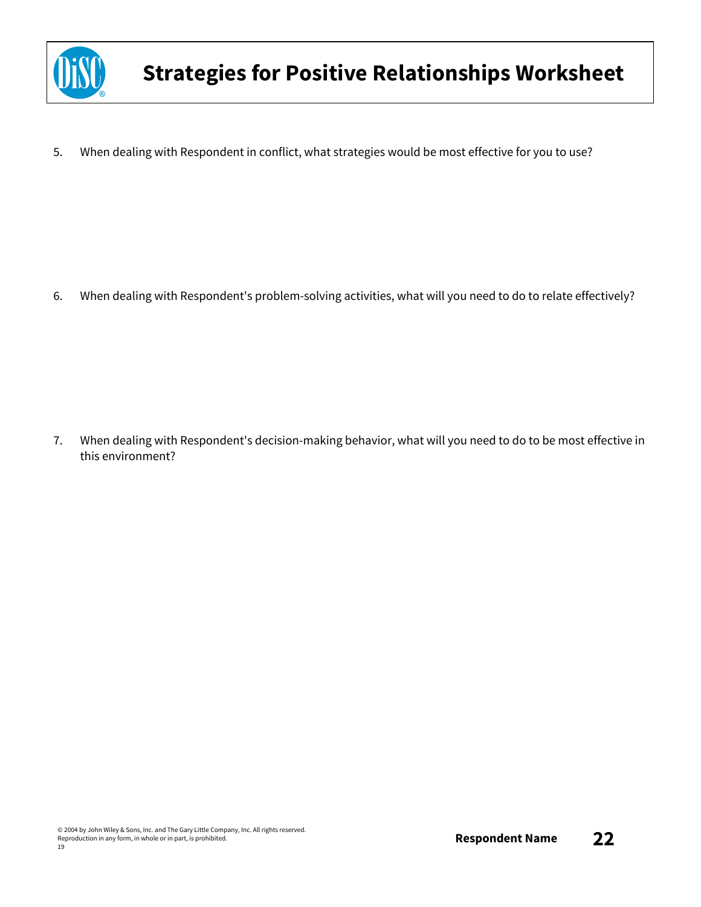# Strategies for Positive Relationships Worksheet

5. When dealing with Respondent in conflict, what strategies would be most effective for you to use?

6. When dealing with Respondent's problem-solving activities, what will you need to do to relate effectively?

7. When dealing with Respondent's decision-making behavior, what will you need to do to be most effective in this environment?

© 2004 by John Wiley & Sons, Inc. and The Gary Little Company, Inc. All rights reserved.
Reproduction in any form, in whole or in part, is prohibited.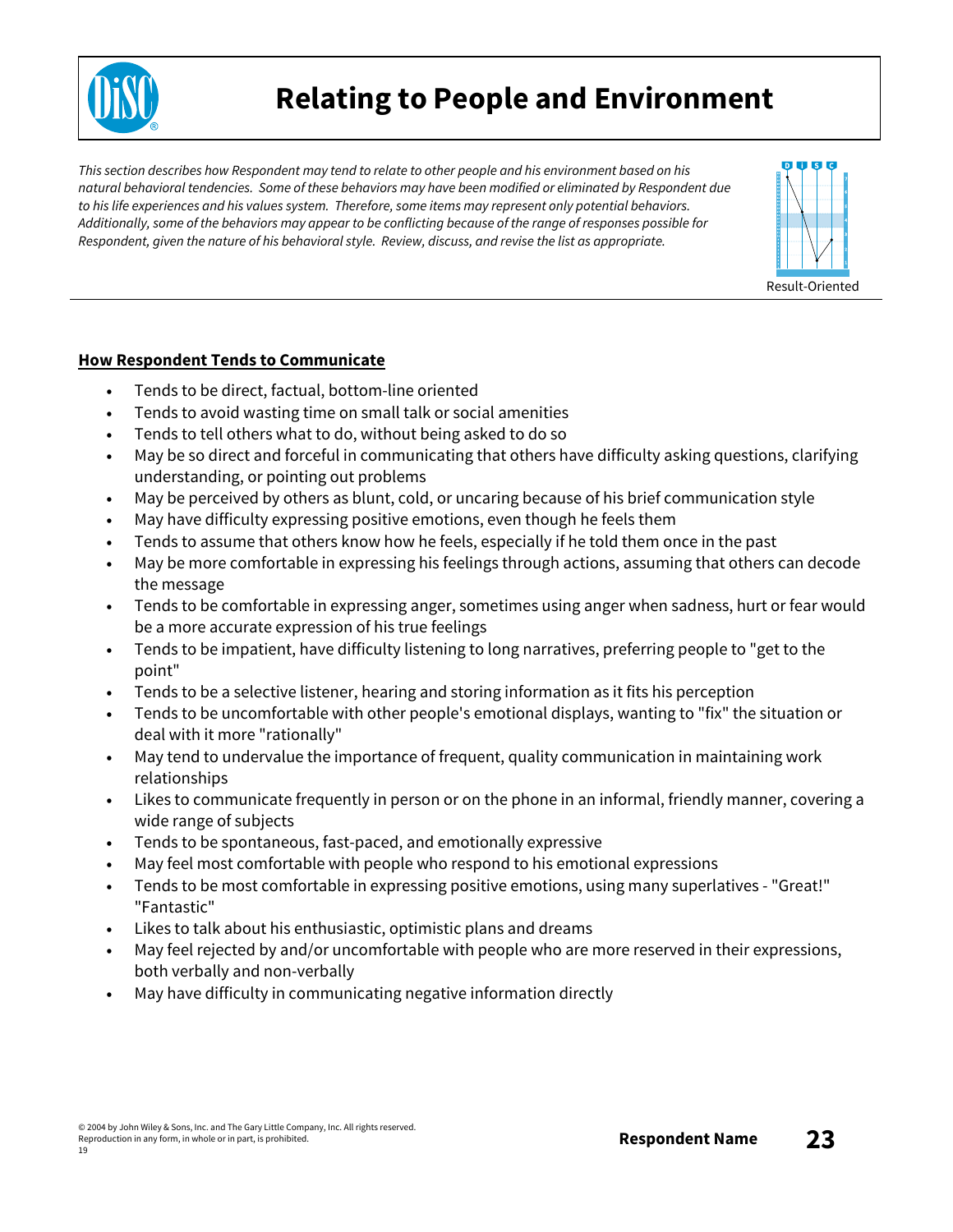# Relating to People and Environment

*This section describes how Respondent may tend to relate to other people and his environment based on his natural behavioral tendencies. Some of these behaviors may have been modified or eliminated by Respondent due to his life experiences and his values system. Therefore, some items may represent only potential behaviors. Additionally, some of the behaviors may appear to be conflicting because of the range of responses possible for Respondent, given the nature of his behavioral style. Review, discuss, and revise the list as appropriate.*

Result-Oriented

**<u>How Respondent Tends to Communicate</u>**

- Tends to be direct, factual, bottom-line oriented
- Tends to avoid wasting time on small talk or social amenities
- Tends to tell others what to do, without being asked to do so
- May be so direct and forceful in communicating that others have difficulty asking questions, clarifying understanding, or pointing out problems
- May be perceived by others as blunt, cold, or uncaring because of his brief communication style
- May have difficulty expressing positive emotions, even though he feels them
- Tends to assume that others know how he feels, especially if he told them once in the past
- May be more comfortable in expressing his feelings through actions, assuming that others can decode the message
- Tends to be comfortable in expressing anger, sometimes using anger when sadness, hurt or fear would be a more accurate expression of his true feelings
- Tends to be impatient, have difficulty listening to long narratives, preferring people to "get to the point"
- Tends to be a selective listener, hearing and storing information as it fits his perception
- Tends to be uncomfortable with other people's emotional displays, wanting to "fix" the situation or deal with it more "rationally"
- May tend to undervalue the importance of frequent, quality communication in maintaining work relationships
- Likes to communicate frequently in person or on the phone in an informal, friendly manner, covering a wide range of subjects
- Tends to be spontaneous, fast-paced, and emotionally expressive
- May feel most comfortable with people who respond to his emotional expressions
- Tends to be most comfortable in expressing positive emotions, using many superlatives - "Great!" "Fantastic"
- Likes to talk about his enthusiastic, optimistic plans and dreams
- May feel rejected by and/or uncomfortable with people who are more reserved in their expressions, both verbally and non-verbally
- May have difficulty in communicating negative information directly

© 2004 by John Wiley & Sons, Inc. and The Gary Little Company, Inc. All rights reserved.
Reproduction in any form, in whole or in part, is prohibited.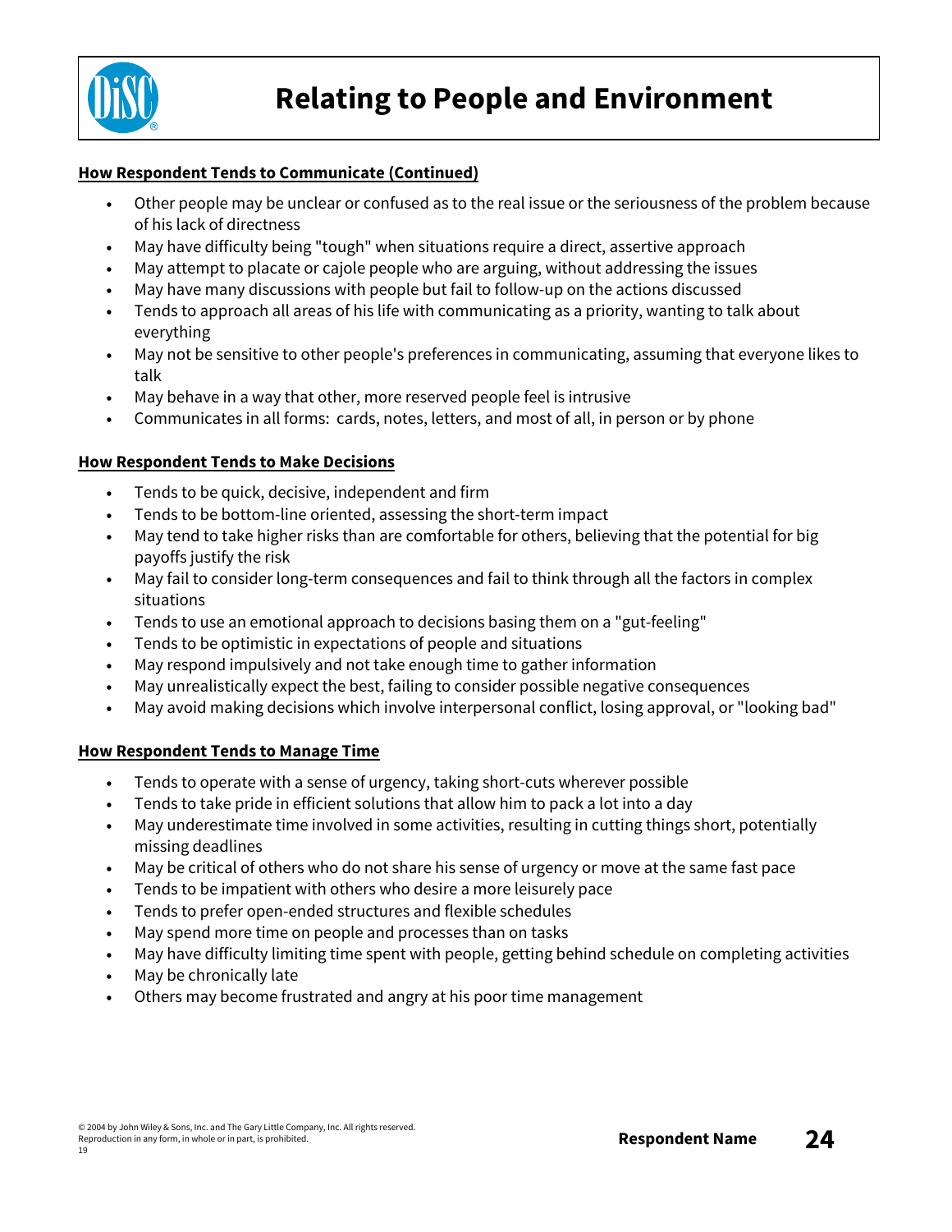# Relating to People and Environment

**How Respondent Tends to Communicate (Continued)**

- Other people may be unclear or confused as to the real issue or the seriousness of the problem because of his lack of directness
- May have difficulty being "tough" when situations require a direct, assertive approach
- May attempt to placate or cajole people who are arguing, without addressing the issues
- May have many discussions with people but fail to follow-up on the actions discussed
- Tends to approach all areas of his life with communicating as a priority, wanting to talk about everything
- May not be sensitive to other people's preferences in communicating, assuming that everyone likes to talk
- May behave in a way that other, more reserved people feel is intrusive
- Communicates in all forms: cards, notes, letters, and most of all, in person or by phone

**How Respondent Tends to Make Decisions**

- Tends to be quick, decisive, independent and firm
- Tends to be bottom-line oriented, assessing the short-term impact
- May tend to take higher risks than are comfortable for others, believing that the potential for big payoffs justify the risk
- May fail to consider long-term consequences and fail to think through all the factors in complex situations
- Tends to use an emotional approach to decisions basing them on a "gut-feeling"
- Tends to be optimistic in expectations of people and situations
- May respond impulsively and not take enough time to gather information
- May unrealistically expect the best, failing to consider possible negative consequences
- May avoid making decisions which involve interpersonal conflict, losing approval, or "looking bad"

**How Respondent Tends to Manage Time**

- Tends to operate with a sense of urgency, taking short-cuts wherever possible
- Tends to take pride in efficient solutions that allow him to pack a lot into a day
- May underestimate time involved in some activities, resulting in cutting things short, potentially missing deadlines
- May be critical of others who do not share his sense of urgency or move at the same fast pace
- Tends to be impatient with others who desire a more leisurely pace
- Tends to prefer open-ended structures and flexible schedules
- May spend more time on people and processes than on tasks
- May have difficulty limiting time spent with people, getting behind schedule on completing activities
- May be chronically late
- Others may become frustrated and angry at his poor time management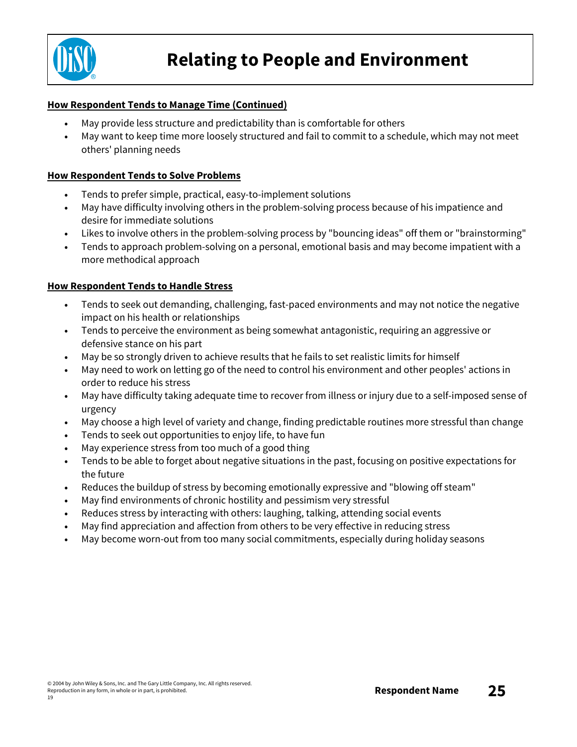# Relating to People and Environment

**How Respondent Tends to Manage Time (Continued)**

- May provide less structure and predictability than is comfortable for others
- May want to keep time more loosely structured and fail to commit to a schedule, which may not meet others' planning needs

**How Respondent Tends to Solve Problems**

- Tends to prefer simple, practical, easy-to-implement solutions
- May have difficulty involving others in the problem-solving process because of his impatience and desire for immediate solutions
- Likes to involve others in the problem-solving process by "bouncing ideas" off them or "brainstorming"
- Tends to approach problem-solving on a personal, emotional basis and may become impatient with a more methodical approach

**How Respondent Tends to Handle Stress**

- Tends to seek out demanding, challenging, fast-paced environments and may not notice the negative impact on his health or relationships
- Tends to perceive the environment as being somewhat antagonistic, requiring an aggressive or defensive stance on his part
- May be so strongly driven to achieve results that he fails to set realistic limits for himself
- May need to work on letting go of the need to control his environment and other peoples' actions in order to reduce his stress
- May have difficulty taking adequate time to recover from illness or injury due to a self-imposed sense of urgency
- May choose a high level of variety and change, finding predictable routines more stressful than change
- Tends to seek out opportunities to enjoy life, to have fun
- May experience stress from too much of a good thing
- Tends to be able to forget about negative situations in the past, focusing on positive expectations for the future
- Reduces the buildup of stress by becoming emotionally expressive and "blowing off steam"
- May find environments of chronic hostility and pessimism very stressful
- Reduces stress by interacting with others: laughing, talking, attending social events
- May find appreciation and affection from others to be very effective in reducing stress
- May become worn-out from too many social commitments, especially during holiday seasons

© 2004 by John Wiley & Sons, Inc. and The Gary Little Company, Inc. All rights reserved.
Reproduction in any form, in whole or in part, is prohibited.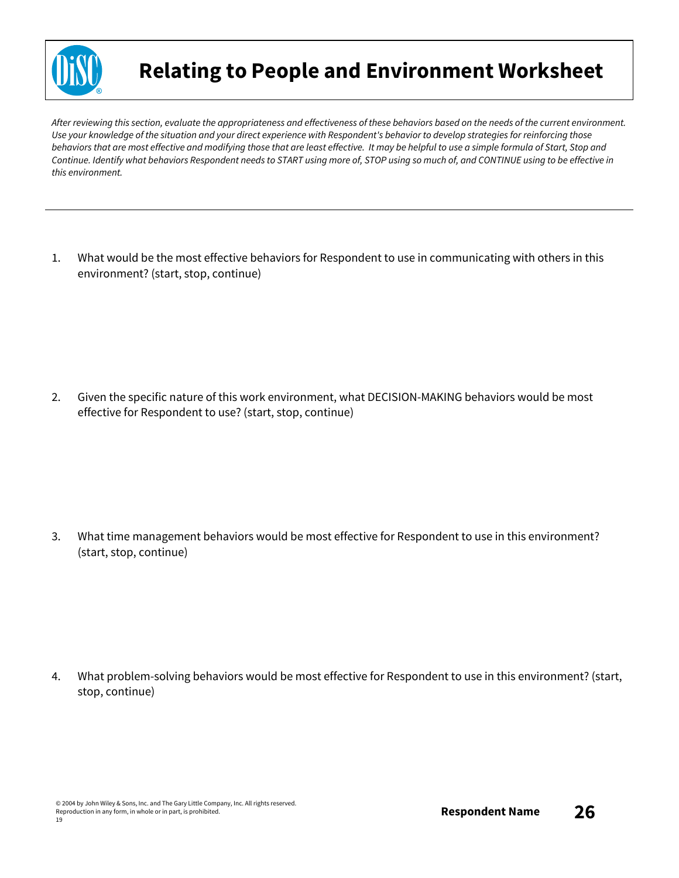# Relating to People and Environment Worksheet

*After reviewing this section, evaluate the appropriateness and effectiveness of these behaviors based on the needs of the current environment. Use your knowledge of the situation and your direct experience with Respondent's behavior to develop strategies for reinforcing those behaviors that are most effective and modifying those that are least effective. It may be helpful to use a simple formula of Start, Stop and Continue. Identify what behaviors Respondent needs to START using more of, STOP using so much of, and CONTINUE using to be effective in this environment.*

---

1. What would be the most effective behaviors for Respondent to use in communicating with others in this environment? (start, stop, continue)

2. Given the specific nature of this work environment, what DECISION-MAKING behaviors would be most effective for Respondent to use? (start, stop, continue)

3. What time management behaviors would be most effective for Respondent to use in this environment? (start, stop, continue)

4. What problem-solving behaviors would be most effective for Respondent to use in this environment? (start, stop, continue)

© 2004 by John Wiley & Sons, Inc. and The Gary Little Company, Inc. All rights reserved.
Reproduction in any form, in whole or in part, is prohibited.
19

**Respondent Name**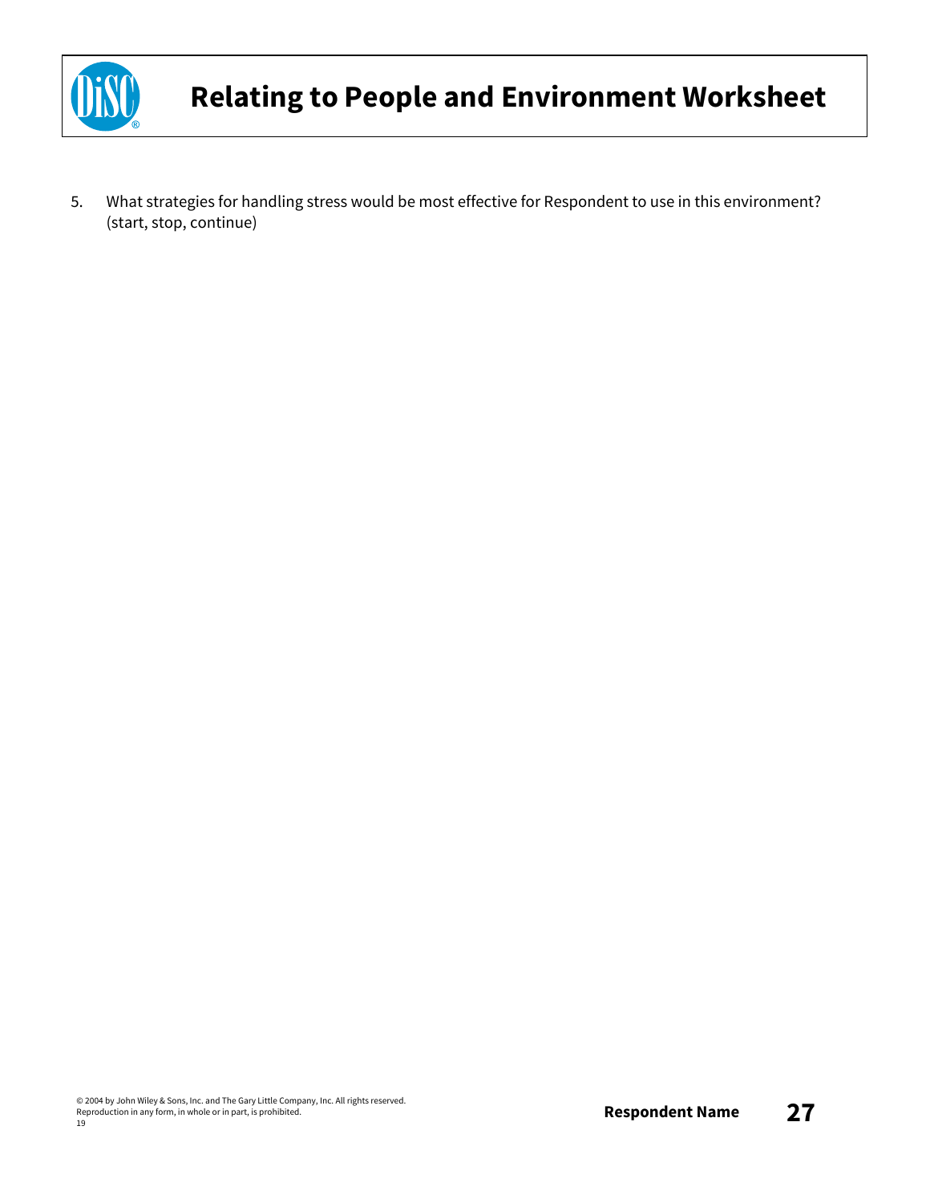# Relating to People and Environment Worksheet

5. What strategies for handling stress would be most effective for Respondent to use in this environment? (start, stop, continue)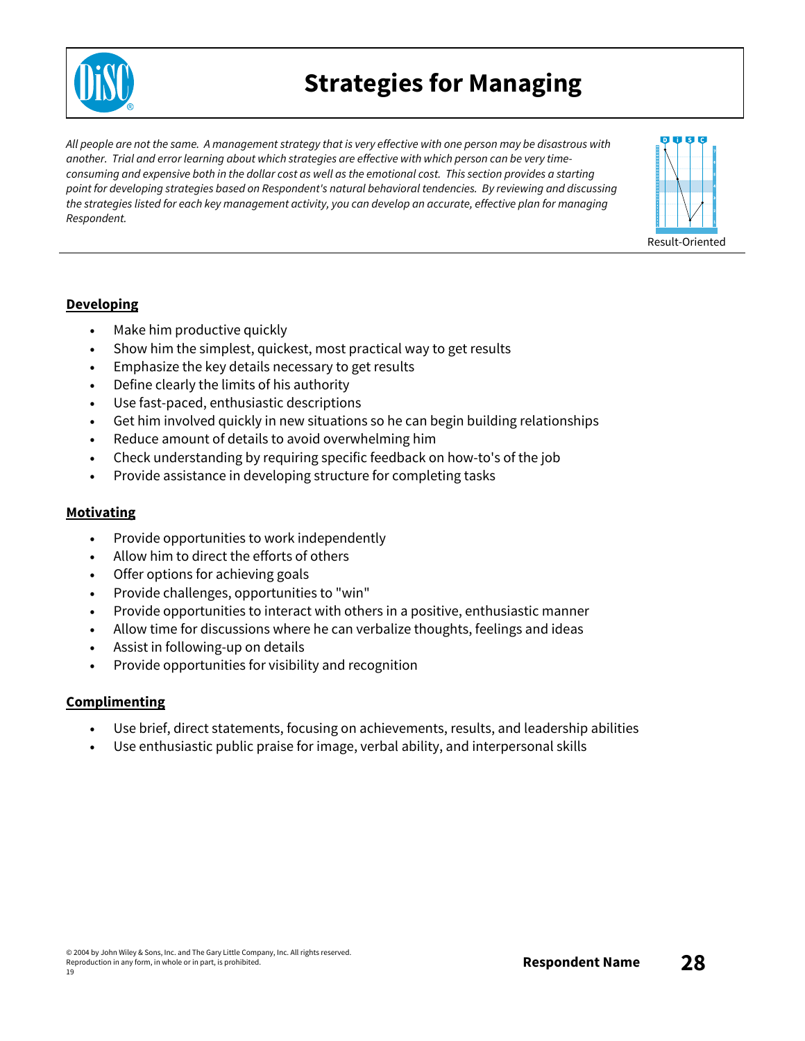# Strategies for Managing

*All people are not the same. A management strategy that is very effective with one person may be disastrous with another. Trial and error learning about which strategies are effective with which person can be very time-consuming and expensive both in the dollar cost as well as the emotional cost. This section provides a starting point for developing strategies based on Respondent's natural behavioral tendencies. By reviewing and discussing the strategies listed for each key management activity, you can develop an accurate, effective plan for managing Respondent.*

Result-Oriented

## Developing

- Make him productive quickly
- Show him the simplest, quickest, most practical way to get results
- Emphasize the key details necessary to get results
- Define clearly the limits of his authority
- Use fast-paced, enthusiastic descriptions
- Get him involved quickly in new situations so he can begin building relationships
- Reduce amount of details to avoid overwhelming him
- Check understanding by requiring specific feedback on how-to's of the job
- Provide assistance in developing structure for completing tasks

## Motivating

- Provide opportunities to work independently
- Allow him to direct the efforts of others
- Offer options for achieving goals
- Provide challenges, opportunities to "win"
- Provide opportunities to interact with others in a positive, enthusiastic manner
- Allow time for discussions where he can verbalize thoughts, feelings and ideas
- Assist in following-up on details
- Provide opportunities for visibility and recognition

## Complimenting

- Use brief, direct statements, focusing on achievements, results, and leadership abilities
- Use enthusiastic public praise for image, verbal ability, and interpersonal skills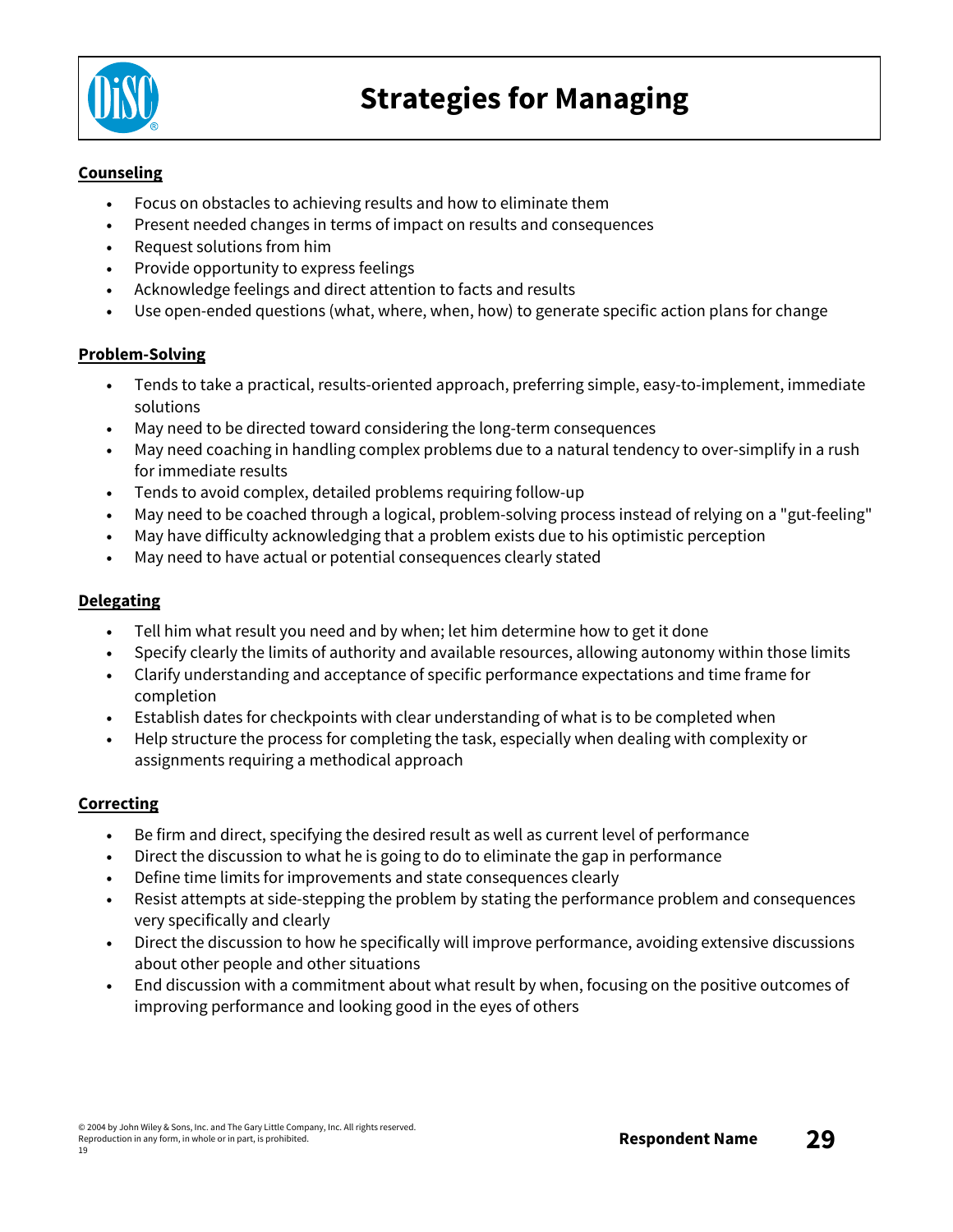# Strategies for Managing

**Counseling**

- Focus on obstacles to achieving results and how to eliminate them
- Present needed changes in terms of impact on results and consequences
- Request solutions from him
- Provide opportunity to express feelings
- Acknowledge feelings and direct attention to facts and results
- Use open-ended questions (what, where, when, how) to generate specific action plans for change

**Problem-Solving**

- Tends to take a practical, results-oriented approach, preferring simple, easy-to-implement, immediate solutions
- May need to be directed toward considering the long-term consequences
- May need coaching in handling complex problems due to a natural tendency to over-simplify in a rush for immediate results
- Tends to avoid complex, detailed problems requiring follow-up
- May need to be coached through a logical, problem-solving process instead of relying on a "gut-feeling"
- May have difficulty acknowledging that a problem exists due to his optimistic perception
- May need to have actual or potential consequences clearly stated

**Delegating**

- Tell him what result you need and by when; let him determine how to get it done
- Specify clearly the limits of authority and available resources, allowing autonomy within those limits
- Clarify understanding and acceptance of specific performance expectations and time frame for completion
- Establish dates for checkpoints with clear understanding of what is to be completed when
- Help structure the process for completing the task, especially when dealing with complexity or assignments requiring a methodical approach

**Correcting**

- Be firm and direct, specifying the desired result as well as current level of performance
- Direct the discussion to what he is going to do to eliminate the gap in performance
- Define time limits for improvements and state consequences clearly
- Resist attempts at side-stepping the problem by stating the performance problem and consequences very specifically and clearly
- Direct the discussion to how he specifically will improve performance, avoiding extensive discussions about other people and other situations
- End discussion with a commitment about what result by when, focusing on the positive outcomes of improving performance and looking good in the eyes of others

© 2004 by John Wiley & Sons, Inc. and The Gary Little Company, Inc. All rights reserved.
Reproduction in any form, in whole or in part, is prohibited.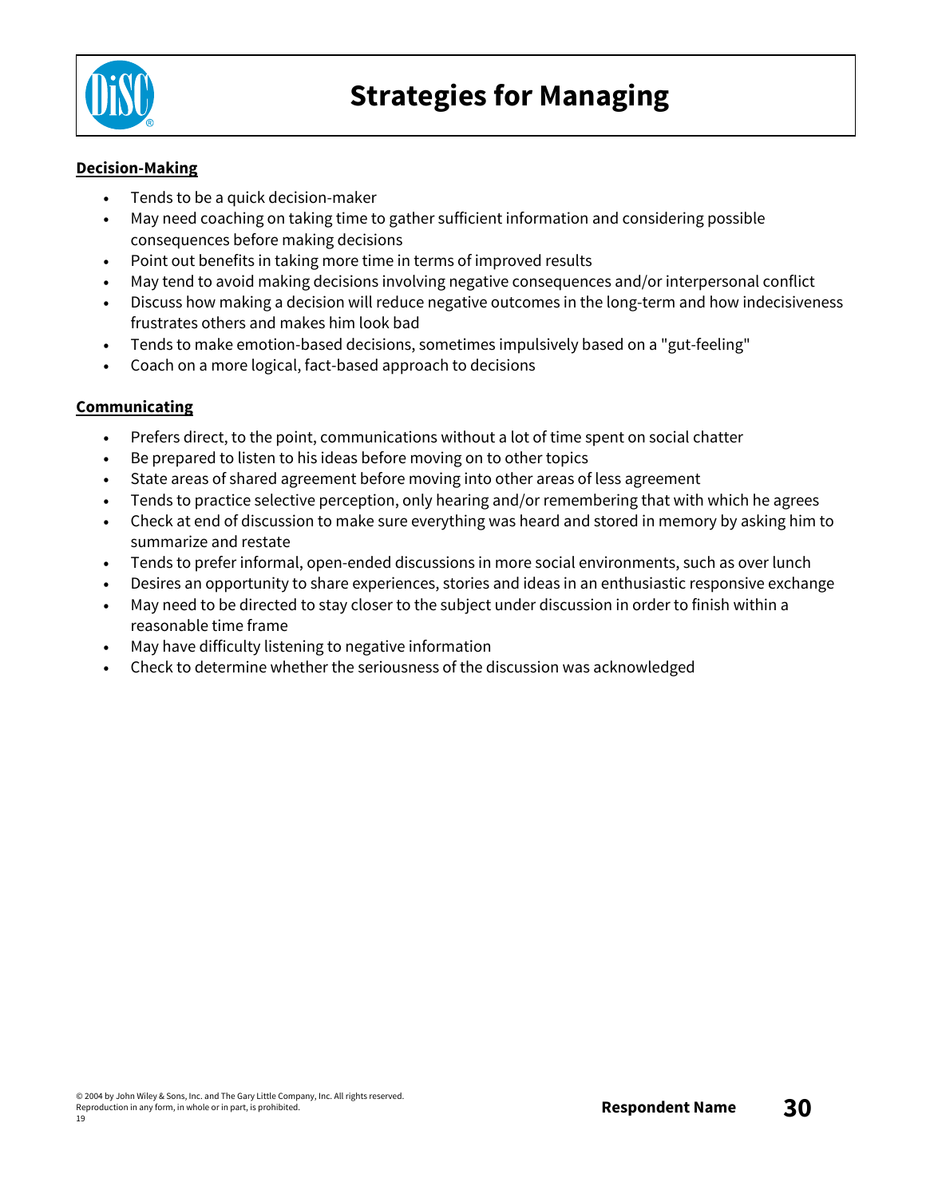# Strategies for Managing

**Decision-Making**

- Tends to be a quick decision-maker
- May need coaching on taking time to gather sufficient information and considering possible consequences before making decisions
- Point out benefits in taking more time in terms of improved results
- May tend to avoid making decisions involving negative consequences and/or interpersonal conflict
- Discuss how making a decision will reduce negative outcomes in the long-term and how indecisiveness frustrates others and makes him look bad
- Tends to make emotion-based decisions, sometimes impulsively based on a "gut-feeling"
- Coach on a more logical, fact-based approach to decisions

**Communicating**

- Prefers direct, to the point, communications without a lot of time spent on social chatter
- Be prepared to listen to his ideas before moving on to other topics
- State areas of shared agreement before moving into other areas of less agreement
- Tends to practice selective perception, only hearing and/or remembering that with which he agrees
- Check at end of discussion to make sure everything was heard and stored in memory by asking him to summarize and restate
- Tends to prefer informal, open-ended discussions in more social environments, such as over lunch
- Desires an opportunity to share experiences, stories and ideas in an enthusiastic responsive exchange
- May need to be directed to stay closer to the subject under discussion in order to finish within a reasonable time frame
- May have difficulty listening to negative information
- Check to determine whether the seriousness of the discussion was acknowledged

© 2004 by John Wiley & Sons, Inc. and The Gary Little Company, Inc. All rights reserved.
Reproduction in any form, in whole or in part, is prohibited.
19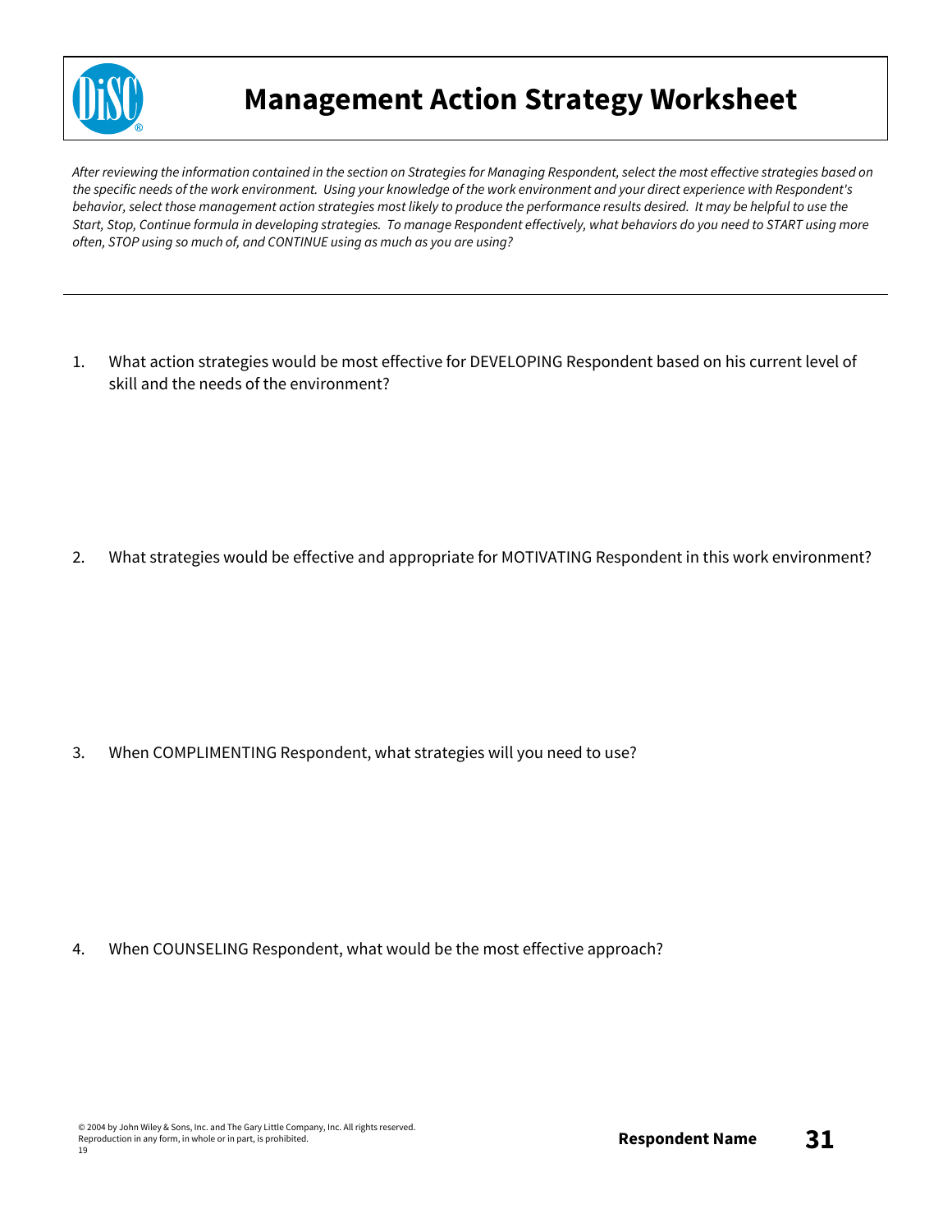# Management Action Strategy Worksheet

*After reviewing the information contained in the section on Strategies for Managing Respondent, select the most effective strategies based on the specific needs of the work environment. Using your knowledge of the work environment and your direct experience with Respondent's behavior, select those management action strategies most likely to produce the performance results desired. It may be helpful to use the Start, Stop, Continue formula in developing strategies. To manage Respondent effectively, what behaviors do you need to START using more often, STOP using so much of, and CONTINUE using as much as you are using?*

---

1. What action strategies would be most effective for DEVELOPING Respondent based on his current level of skill and the needs of the environment?

2. What strategies would be effective and appropriate for MOTIVATING Respondent in this work environment?

3. When COMPLIMENTING Respondent, what strategies will you need to use?

4. When COUNSELING Respondent, what would be the most effective approach?

© 2004 by John Wiley & Sons, Inc. and The Gary Little Company, Inc. All rights reserved.
Reproduction in any form, in whole or in part, is prohibited.
19

**Respondent Name**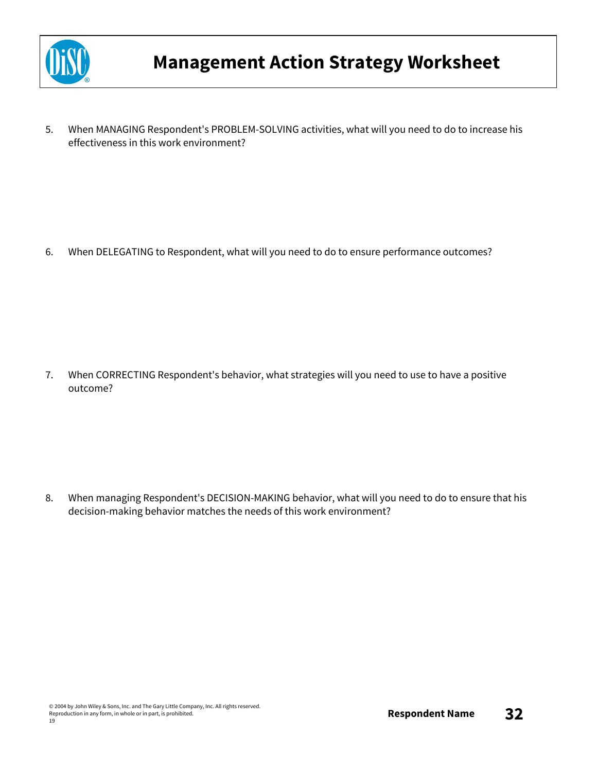# Management Action Strategy Worksheet

5. When MANAGING Respondent's PROBLEM-SOLVING activities, what will you need to do to increase his effectiveness in this work environment?

6. When DELEGATING to Respondent, what will you need to do to ensure performance outcomes?

7. When CORRECTING Respondent's behavior, what strategies will you need to use to have a positive outcome?

8. When managing Respondent's DECISION-MAKING behavior, what will you need to do to ensure that his decision-making behavior matches the needs of this work environment?

© 2004 by John Wiley & Sons, Inc. and The Gary Little Company, Inc. All rights reserved.
Reproduction in any form, in whole or in part, is prohibited.

**Respondent Name**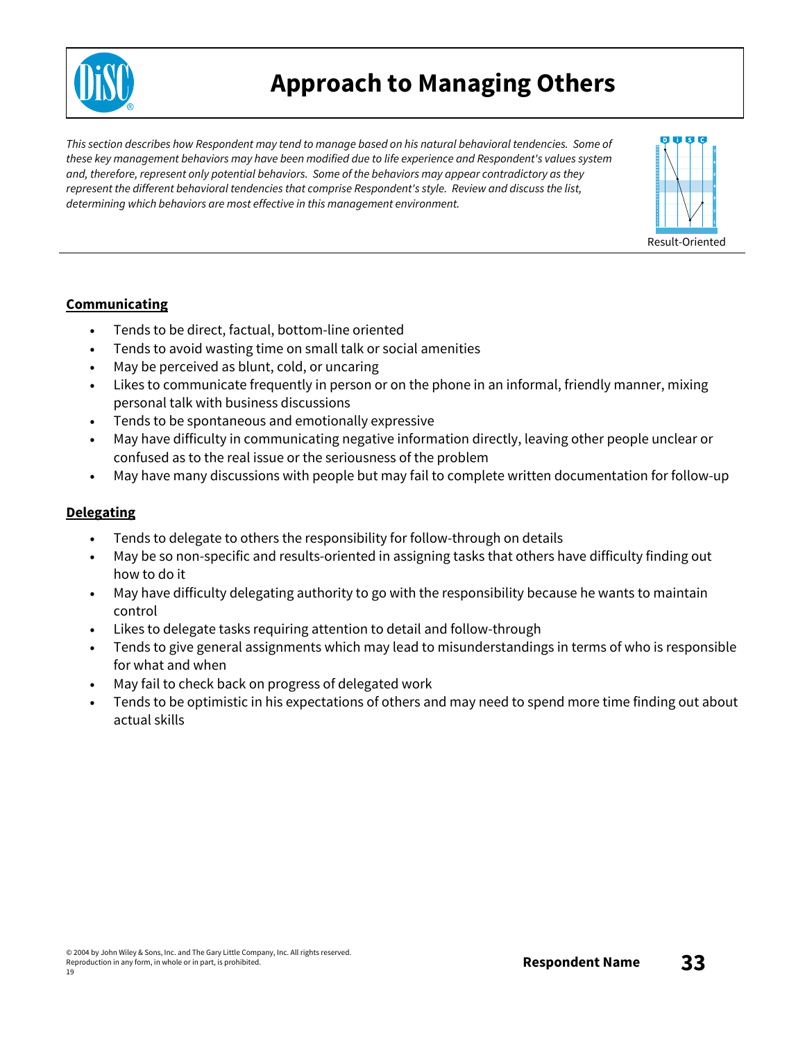# Approach to Managing Others

*This section describes how Respondent may tend to manage based on his natural behavioral tendencies. Some of these key management behaviors may have been modified due to life experience and Respondent's values system and, therefore, represent only potential behaviors. Some of the behaviors may appear contradictory as they represent the different behavioral tendencies that comprise Respondent's style. Review and discuss the list, determining which behaviors are most effective in this management environment.*

Result-Oriented

## Communicating

- Tends to be direct, factual, bottom-line oriented
- Tends to avoid wasting time on small talk or social amenities
- May be perceived as blunt, cold, or uncaring
- Likes to communicate frequently in person or on the phone in an informal, friendly manner, mixing personal talk with business discussions
- Tends to be spontaneous and emotionally expressive
- May have difficulty in communicating negative information directly, leaving other people unclear or confused as to the real issue or the seriousness of the problem
- May have many discussions with people but may fail to complete written documentation for follow-up

## Delegating

- Tends to delegate to others the responsibility for follow-through on details
- May be so non-specific and results-oriented in assigning tasks that others have difficulty finding out how to do it
- May have difficulty delegating authority to go with the responsibility because he wants to maintain control
- Likes to delegate tasks requiring attention to detail and follow-through
- Tends to give general assignments which may lead to misunderstandings in terms of who is responsible for what and when
- May fail to check back on progress of delegated work
- Tends to be optimistic in his expectations of others and may need to spend more time finding out about actual skills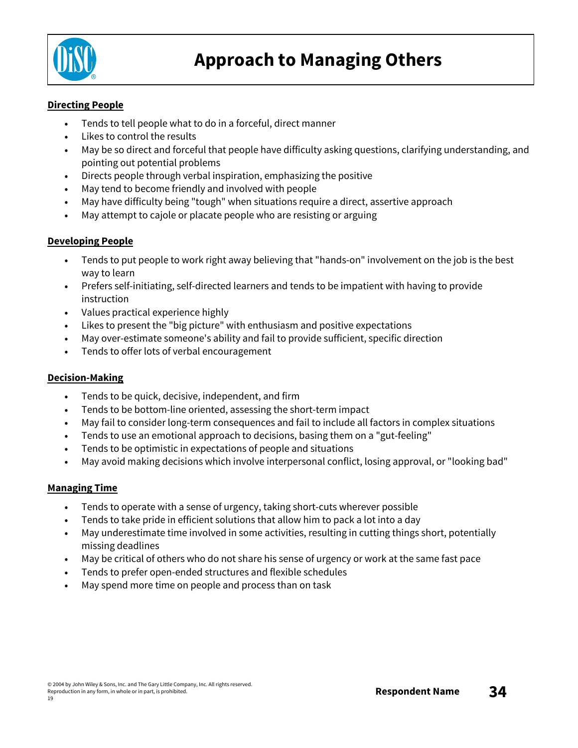# Approach to Managing Others

**Directing People**

- Tends to tell people what to do in a forceful, direct manner
- Likes to control the results
- May be so direct and forceful that people have difficulty asking questions, clarifying understanding, and pointing out potential problems
- Directs people through verbal inspiration, emphasizing the positive
- May tend to become friendly and involved with people
- May have difficulty being "tough" when situations require a direct, assertive approach
- May attempt to cajole or placate people who are resisting or arguing

**Developing People**

- Tends to put people to work right away believing that "hands-on" involvement on the job is the best way to learn
- Prefers self-initiating, self-directed learners and tends to be impatient with having to provide instruction
- Values practical experience highly
- Likes to present the "big picture" with enthusiasm and positive expectations
- May over-estimate someone's ability and fail to provide sufficient, specific direction
- Tends to offer lots of verbal encouragement

**Decision-Making**

- Tends to be quick, decisive, independent, and firm
- Tends to be bottom-line oriented, assessing the short-term impact
- May fail to consider long-term consequences and fail to include all factors in complex situations
- Tends to use an emotional approach to decisions, basing them on a "gut-feeling"
- Tends to be optimistic in expectations of people and situations
- May avoid making decisions which involve interpersonal conflict, losing approval, or "looking bad"

**Managing Time**

- Tends to operate with a sense of urgency, taking short-cuts wherever possible
- Tends to take pride in efficient solutions that allow him to pack a lot into a day
- May underestimate time involved in some activities, resulting in cutting things short, potentially missing deadlines
- May be critical of others who do not share his sense of urgency or work at the same fast pace
- Tends to prefer open-ended structures and flexible schedules
- May spend more time on people and process than on task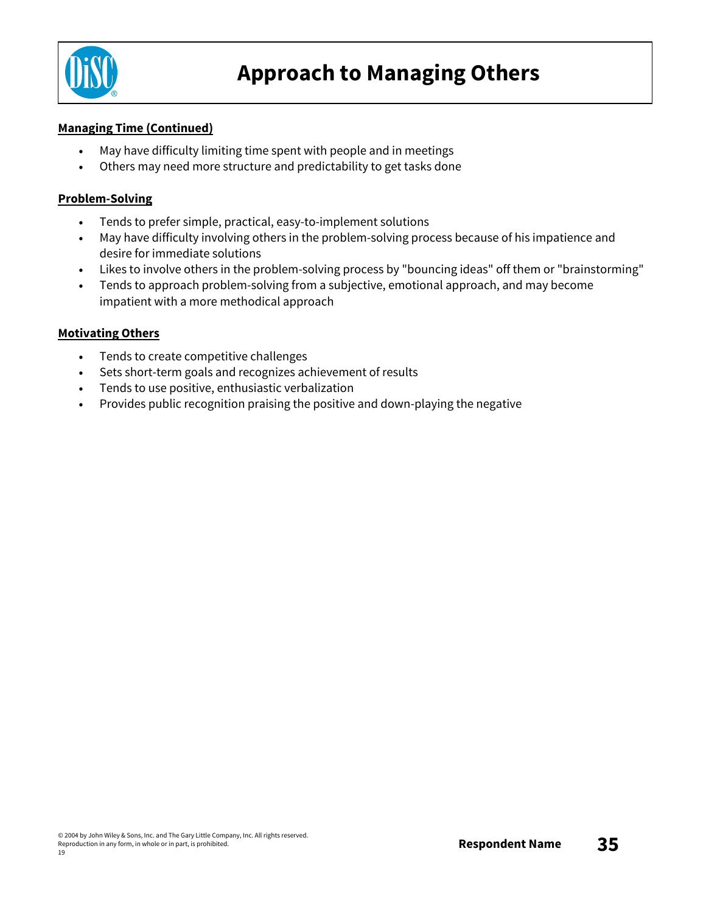# Approach to Managing Others

**Managing Time (Continued)**

- May have difficulty limiting time spent with people and in meetings
- Others may need more structure and predictability to get tasks done

**Problem-Solving**

- Tends to prefer simple, practical, easy-to-implement solutions
- May have difficulty involving others in the problem-solving process because of his impatience and desire for immediate solutions
- Likes to involve others in the problem-solving process by "bouncing ideas" off them or "brainstorming"
- Tends to approach problem-solving from a subjective, emotional approach, and may become impatient with a more methodical approach

**Motivating Others**

- Tends to create competitive challenges
- Sets short-term goals and recognizes achievement of results
- Tends to use positive, enthusiastic verbalization
- Provides public recognition praising the positive and down-playing the negative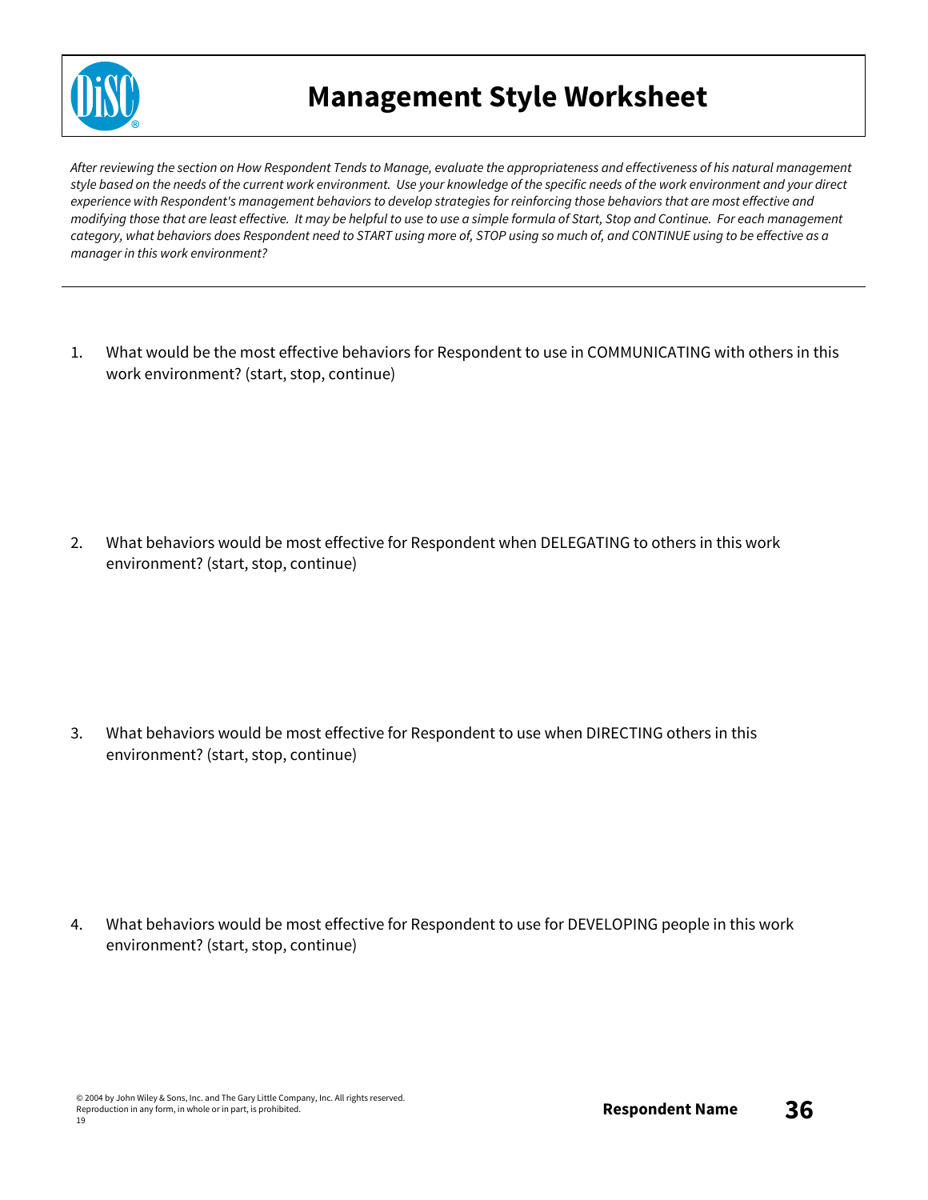# Management Style Worksheet

*After reviewing the section on How Respondent Tends to Manage, evaluate the appropriateness and effectiveness of his natural management style based on the needs of the current work environment. Use your knowledge of the specific needs of the work environment and your direct experience with Respondent's management behaviors to develop strategies for reinforcing those behaviors that are most effective and modifying those that are least effective. It may be helpful to use to use a simple formula of Start, Stop and Continue. For each management category, what behaviors does Respondent need to START using more of, STOP using so much of, and CONTINUE using to be effective as a manager in this work environment?*

---

1. What would be the most effective behaviors for Respondent to use in COMMUNICATING with others in this work environment? (start, stop, continue)

2. What behaviors would be most effective for Respondent when DELEGATING to others in this work environment? (start, stop, continue)

3. What behaviors would be most effective for Respondent to use when DIRECTING others in this environment? (start, stop, continue)

4. What behaviors would be most effective for Respondent to use for DEVELOPING people in this work environment? (start, stop, continue)

© 2004 by John Wiley & Sons, Inc. and The Gary Little Company, Inc. All rights reserved.
Reproduction in any form, in whole or in part, is prohibited.
19

**Respondent Name**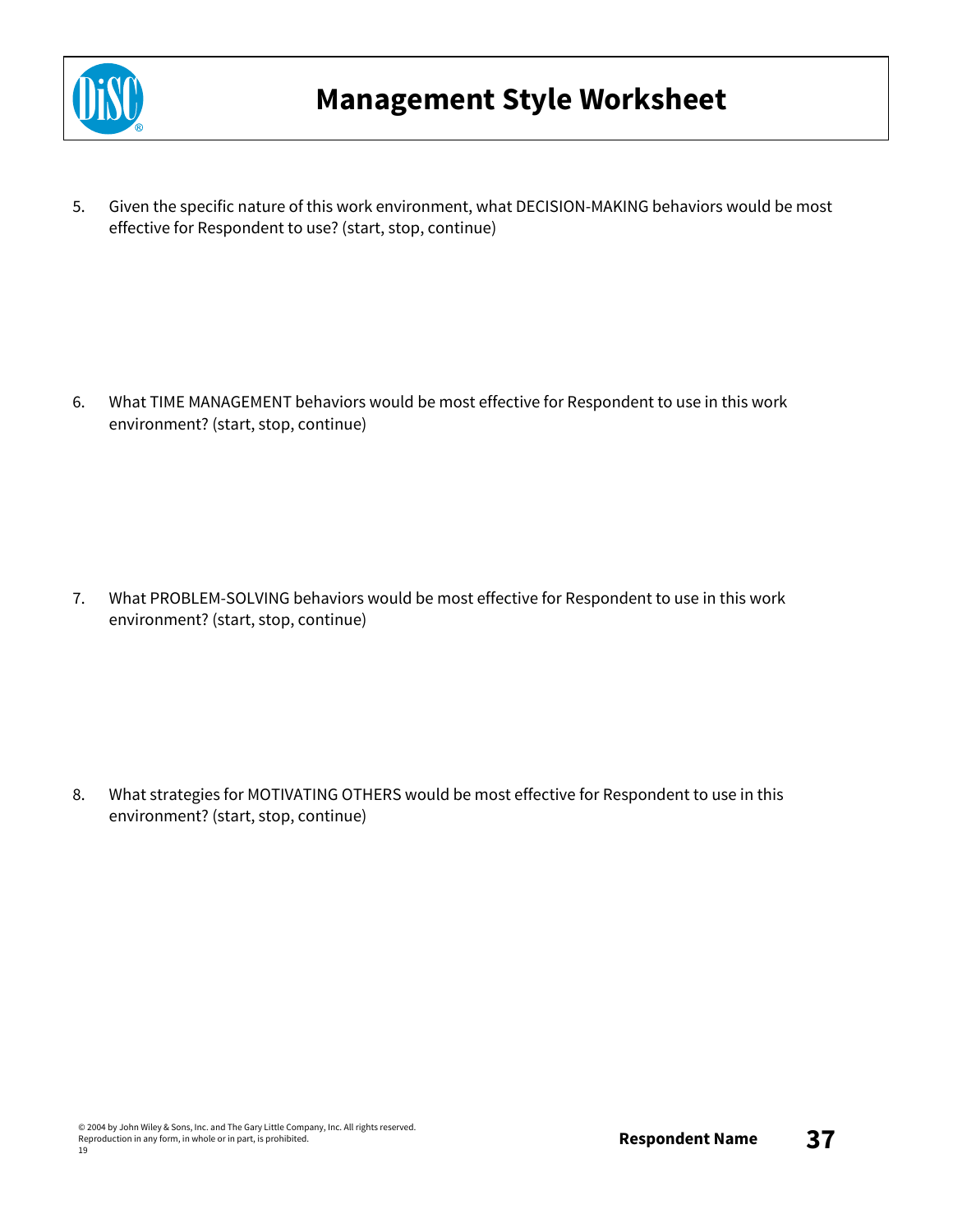# Management Style Worksheet

5. Given the specific nature of this work environment, what DECISION-MAKING behaviors would be most effective for Respondent to use? (start, stop, continue)

6. What TIME MANAGEMENT behaviors would be most effective for Respondent to use in this work environment? (start, stop, continue)

7. What PROBLEM-SOLVING behaviors would be most effective for Respondent to use in this work environment? (start, stop, continue)

8. What strategies for MOTIVATING OTHERS would be most effective for Respondent to use in this environment? (start, stop, continue)

© 2004 by John Wiley & Sons, Inc. and The Gary Little Company, Inc. All rights reserved.
Reproduction in any form, in whole or in part, is prohibited.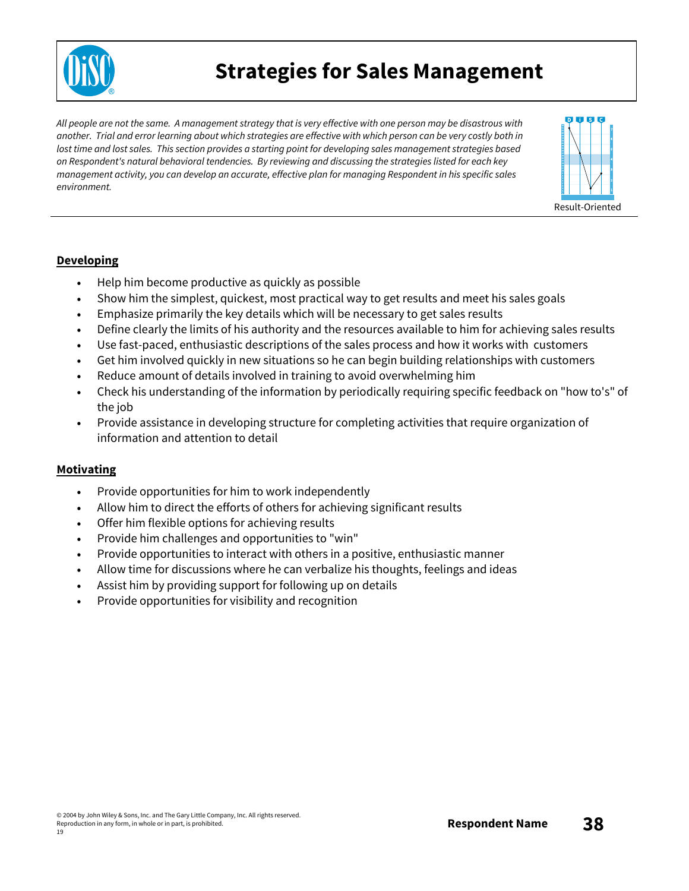# Strategies for Sales Management

*All people are not the same. A management strategy that is very effective with one person may be disastrous with another. Trial and error learning about which strategies are effective with which person can be very costly both in lost time and lost sales. This section provides a starting point for developing sales management strategies based on Respondent's natural behavioral tendencies. By reviewing and discussing the strategies listed for each key management activity, you can develop an accurate, effective plan for managing Respondent in his specific sales environment.*

Result-Oriented

**Developing**

- Help him become productive as quickly as possible
- Show him the simplest, quickest, most practical way to get results and meet his sales goals
- Emphasize primarily the key details which will be necessary to get sales results
- Define clearly the limits of his authority and the resources available to him for achieving sales results
- Use fast-paced, enthusiastic descriptions of the sales process and how it works with customers
- Get him involved quickly in new situations so he can begin building relationships with customers
- Reduce amount of details involved in training to avoid overwhelming him
- Check his understanding of the information by periodically requiring specific feedback on "how to's" of the job
- Provide assistance in developing structure for completing activities that require organization of information and attention to detail

**Motivating**

- Provide opportunities for him to work independently
- Allow him to direct the efforts of others for achieving significant results
- Offer him flexible options for achieving results
- Provide him challenges and opportunities to "win"
- Provide opportunities to interact with others in a positive, enthusiastic manner
- Allow time for discussions where he can verbalize his thoughts, feelings and ideas
- Assist him by providing support for following up on details
- Provide opportunities for visibility and recognition

© 2004 by John Wiley & Sons, Inc. and The Gary Little Company, Inc. All rights reserved.
Reproduction in any form, in whole or in part, is prohibited.
19

**Respondent Name**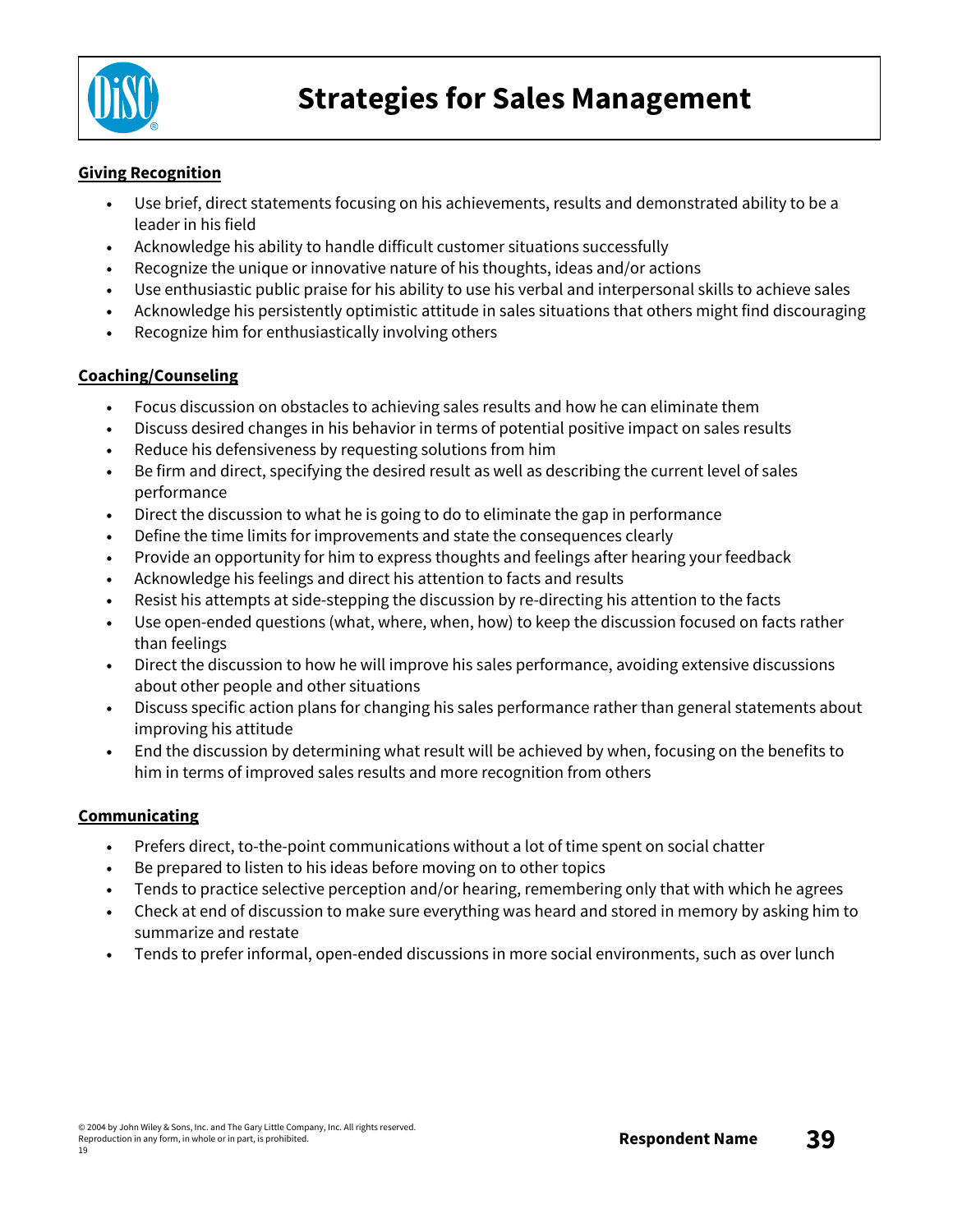# Strategies for Sales Management

**Giving Recognition**

- Use brief, direct statements focusing on his achievements, results and demonstrated ability to be a leader in his field
- Acknowledge his ability to handle difficult customer situations successfully
- Recognize the unique or innovative nature of his thoughts, ideas and/or actions
- Use enthusiastic public praise for his ability to use his verbal and interpersonal skills to achieve sales
- Acknowledge his persistently optimistic attitude in sales situations that others might find discouraging
- Recognize him for enthusiastically involving others

**Coaching/Counseling**

- Focus discussion on obstacles to achieving sales results and how he can eliminate them
- Discuss desired changes in his behavior in terms of potential positive impact on sales results
- Reduce his defensiveness by requesting solutions from him
- Be firm and direct, specifying the desired result as well as describing the current level of sales performance
- Direct the discussion to what he is going to do to eliminate the gap in performance
- Define the time limits for improvements and state the consequences clearly
- Provide an opportunity for him to express thoughts and feelings after hearing your feedback
- Acknowledge his feelings and direct his attention to facts and results
- Resist his attempts at side-stepping the discussion by re-directing his attention to the facts
- Use open-ended questions (what, where, when, how) to keep the discussion focused on facts rather than feelings
- Direct the discussion to how he will improve his sales performance, avoiding extensive discussions about other people and other situations
- Discuss specific action plans for changing his sales performance rather than general statements about improving his attitude
- End the discussion by determining what result will be achieved by when, focusing on the benefits to him in terms of improved sales results and more recognition from others

**Communicating**

- Prefers direct, to-the-point communications without a lot of time spent on social chatter
- Be prepared to listen to his ideas before moving on to other topics
- Tends to practice selective perception and/or hearing, remembering only that with which he agrees
- Check at end of discussion to make sure everything was heard and stored in memory by asking him to summarize and restate
- Tends to prefer informal, open-ended discussions in more social environments, such as over lunch

© 2004 by John Wiley & Sons, Inc. and The Gary Little Company, Inc. All rights reserved.
Reproduction in any form, in whole or in part, is prohibited.
19

**Respondent Name**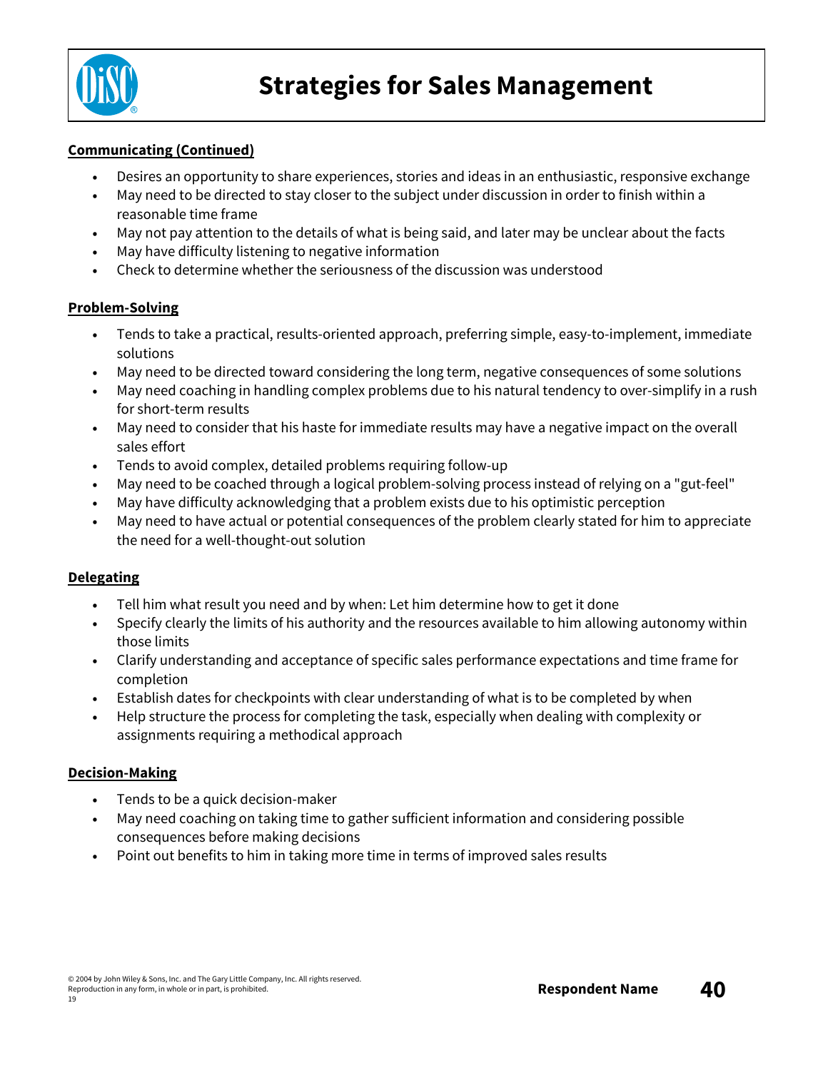# Strategies for Sales Management

**Communicating (Continued)**

- Desires an opportunity to share experiences, stories and ideas in an enthusiastic, responsive exchange
- May need to be directed to stay closer to the subject under discussion in order to finish within a reasonable time frame
- May not pay attention to the details of what is being said, and later may be unclear about the facts
- May have difficulty listening to negative information
- Check to determine whether the seriousness of the discussion was understood

**Problem-Solving**

- Tends to take a practical, results-oriented approach, preferring simple, easy-to-implement, immediate solutions
- May need to be directed toward considering the long term, negative consequences of some solutions
- May need coaching in handling complex problems due to his natural tendency to over-simplify in a rush for short-term results
- May need to consider that his haste for immediate results may have a negative impact on the overall sales effort
- Tends to avoid complex, detailed problems requiring follow-up
- May need to be coached through a logical problem-solving process instead of relying on a "gut-feel"
- May have difficulty acknowledging that a problem exists due to his optimistic perception
- May need to have actual or potential consequences of the problem clearly stated for him to appreciate the need for a well-thought-out solution

**Delegating**

- Tell him what result you need and by when: Let him determine how to get it done
- Specify clearly the limits of his authority and the resources available to him allowing autonomy within those limits
- Clarify understanding and acceptance of specific sales performance expectations and time frame for completion
- Establish dates for checkpoints with clear understanding of what is to be completed by when
- Help structure the process for completing the task, especially when dealing with complexity or assignments requiring a methodical approach

**Decision-Making**

- Tends to be a quick decision-maker
- May need coaching on taking time to gather sufficient information and considering possible consequences before making decisions
- Point out benefits to him in taking more time in terms of improved sales results

© 2004 by John Wiley & Sons, Inc. and The Gary Little Company, Inc. All rights reserved.
Reproduction in any form, in whole or in part, is prohibited.
19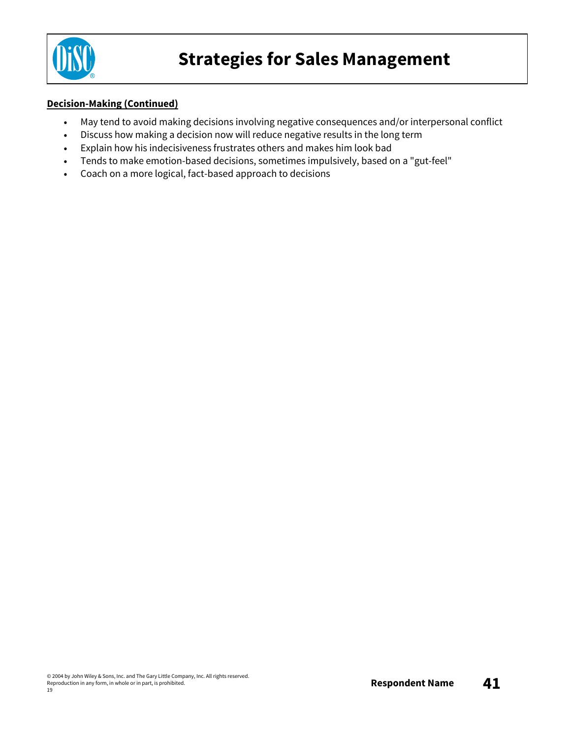# Strategies for Sales Management

**Decision-Making (Continued)**

- May tend to avoid making decisions involving negative consequences and/or interpersonal conflict
- Discuss how making a decision now will reduce negative results in the long term
- Explain how his indecisiveness frustrates others and makes him look bad
- Tends to make emotion-based decisions, sometimes impulsively, based on a "gut-feel"
- Coach on a more logical, fact-based approach to decisions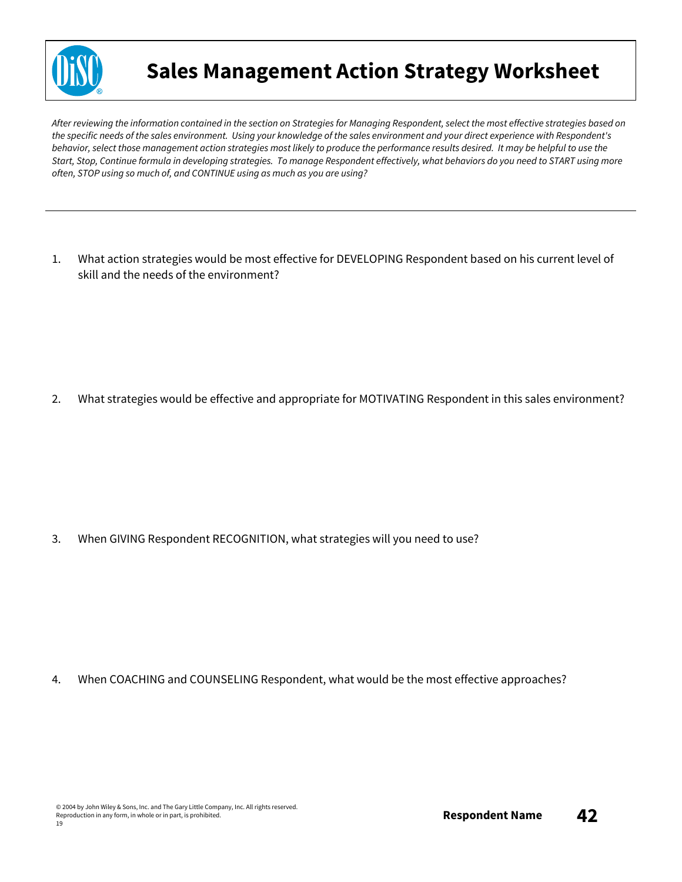# Sales Management Action Strategy Worksheet

*After reviewing the information contained in the section on Strategies for Managing Respondent, select the most effective strategies based on the specific needs of the sales environment. Using your knowledge of the sales environment and your direct experience with Respondent's behavior, select those management action strategies most likely to produce the performance results desired. It may be helpful to use the Start, Stop, Continue formula in developing strategies. To manage Respondent effectively, what behaviors do you need to START using more often, STOP using so much of, and CONTINUE using as much as you are using?*

---

1. What action strategies would be most effective for DEVELOPING Respondent based on his current level of skill and the needs of the environment?

2. What strategies would be effective and appropriate for MOTIVATING Respondent in this sales environment?

3. When GIVING Respondent RECOGNITION, what strategies will you need to use?

4. When COACHING and COUNSELING Respondent, what would be the most effective approaches?

© 2004 by John Wiley & Sons, Inc. and The Gary Little Company, Inc. All rights reserved.
Reproduction in any form, in whole or in part, is prohibited.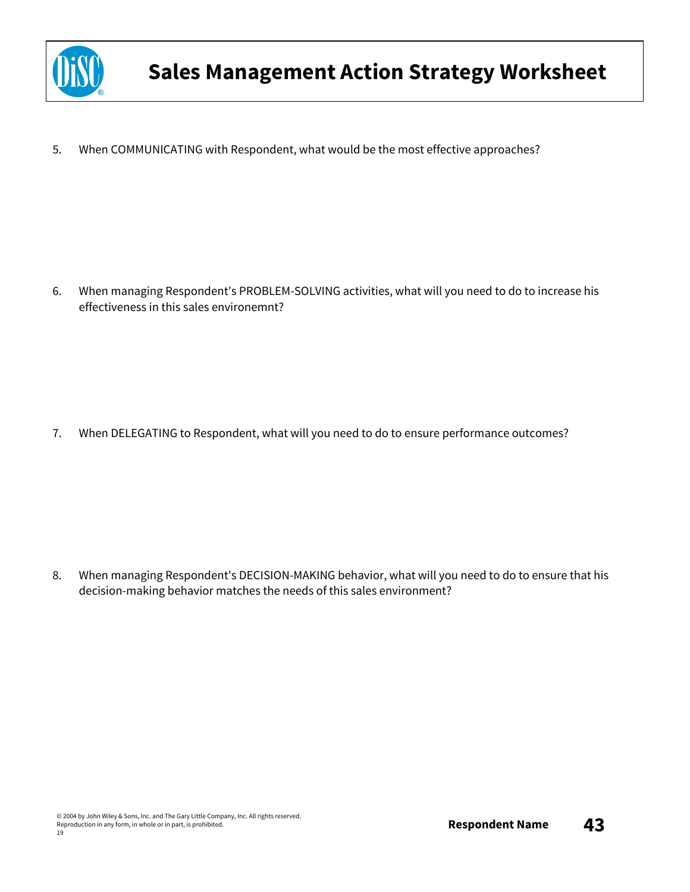# Sales Management Action Strategy Worksheet

5. When COMMUNICATING with Respondent, what would be the most effective approaches?

6. When managing Respondent's PROBLEM-SOLVING activities, what will you need to do to increase his effectiveness in this sales environemnt?

7. When DELEGATING to Respondent, what will you need to do to ensure performance outcomes?

8. When managing Respondent's DECISION-MAKING behavior, what will you need to do to ensure that his decision-making behavior matches the needs of this sales environment?

© 2004 by John Wiley & Sons, Inc. and The Gary Little Company, Inc. All rights reserved.
Reproduction in any form, in whole or in part, is prohibited.
19

**Respondent Name**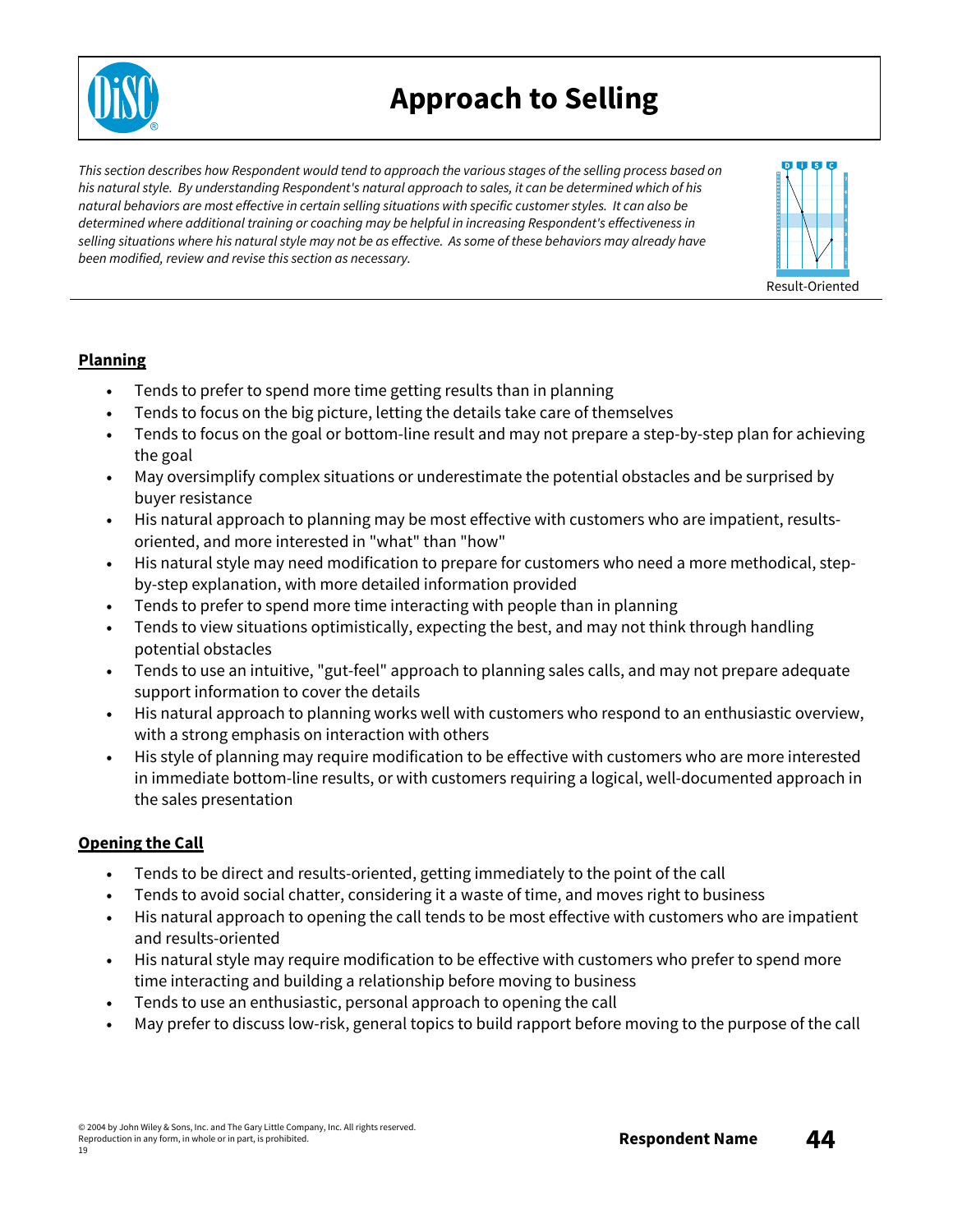# Approach to Selling

*This section describes how Respondent would tend to approach the various stages of the selling process based on his natural style. By understanding Respondent's natural approach to sales, it can be determined which of his natural behaviors are most effective in certain selling situations with specific customer styles. It can also be determined where additional training or coaching may be helpful in increasing Respondent's effectiveness in selling situations where his natural style may not be as effective. As some of these behaviors may already have been modified, review and revise this section as necessary.*

Result-Oriented

## Planning

- Tends to prefer to spend more time getting results than in planning
- Tends to focus on the big picture, letting the details take care of themselves
- Tends to focus on the goal or bottom-line result and may not prepare a step-by-step plan for achieving the goal
- May oversimplify complex situations or underestimate the potential obstacles and be surprised by buyer resistance
- His natural approach to planning may be most effective with customers who are impatient, results-oriented, and more interested in "what" than "how"
- His natural style may need modification to prepare for customers who need a more methodical, step-by-step explanation, with more detailed information provided
- Tends to prefer to spend more time interacting with people than in planning
- Tends to view situations optimistically, expecting the best, and may not think through handling potential obstacles
- Tends to use an intuitive, "gut-feel" approach to planning sales calls, and may not prepare adequate support information to cover the details
- His natural approach to planning works well with customers who respond to an enthusiastic overview, with a strong emphasis on interaction with others
- His style of planning may require modification to be effective with customers who are more interested in immediate bottom-line results, or with customers requiring a logical, well-documented approach in the sales presentation

## Opening the Call

- Tends to be direct and results-oriented, getting immediately to the point of the call
- Tends to avoid social chatter, considering it a waste of time, and moves right to business
- His natural approach to opening the call tends to be most effective with customers who are impatient and results-oriented
- His natural style may require modification to be effective with customers who prefer to spend more time interacting and building a relationship before moving to business
- Tends to use an enthusiastic, personal approach to opening the call
- May prefer to discuss low-risk, general topics to build rapport before moving to the purpose of the call

© 2004 by John Wiley & Sons, Inc. and The Gary Little Company, Inc. All rights reserved.
Reproduction in any form, in whole or in part, is prohibited.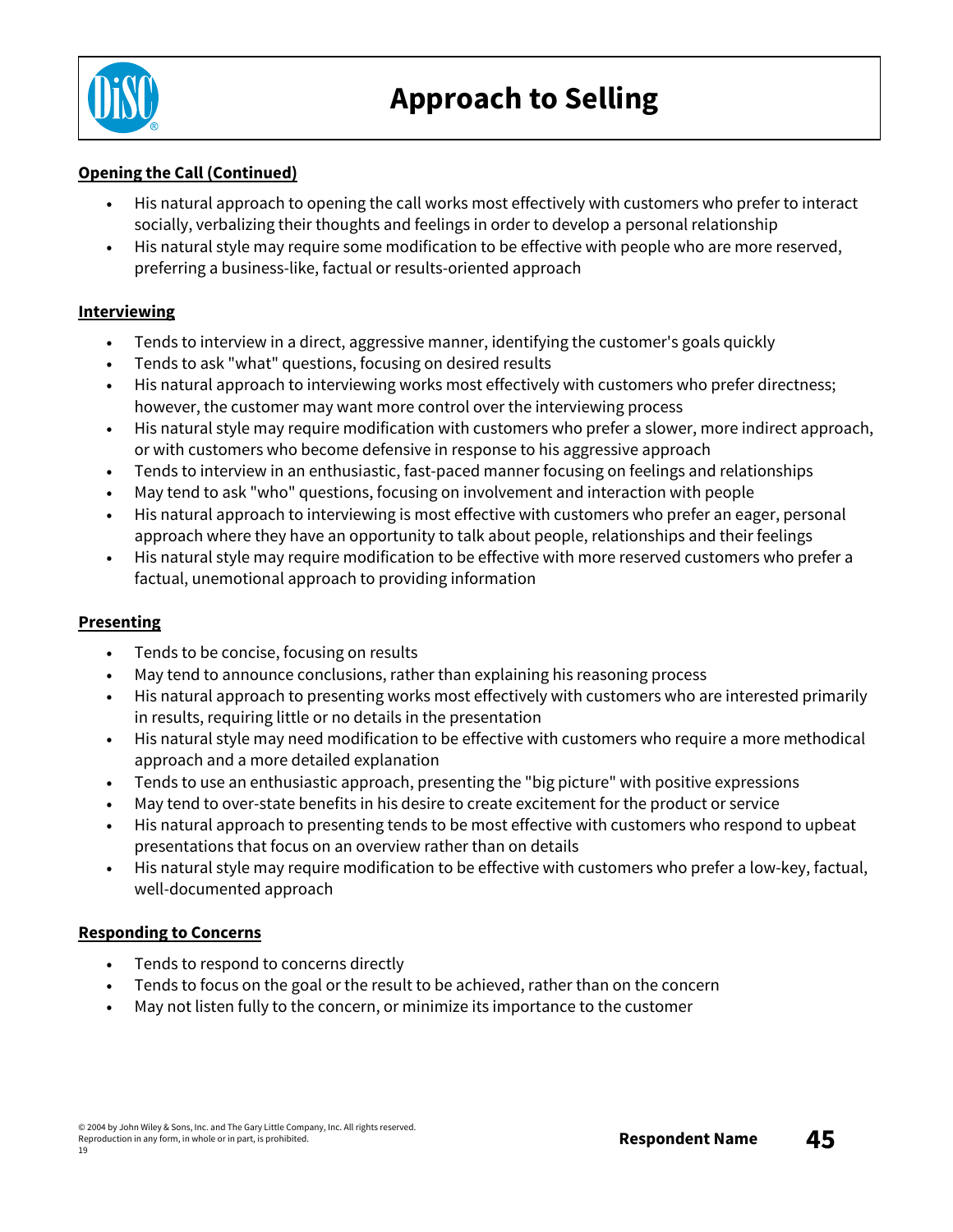# Approach to Selling

**Opening the Call (Continued)**

- His natural approach to opening the call works most effectively with customers who prefer to interact socially, verbalizing their thoughts and feelings in order to develop a personal relationship
- His natural style may require some modification to be effective with people who are more reserved, preferring a business-like, factual or results-oriented approach

**Interviewing**

- Tends to interview in a direct, aggressive manner, identifying the customer's goals quickly
- Tends to ask "what" questions, focusing on desired results
- His natural approach to interviewing works most effectively with customers who prefer directness; however, the customer may want more control over the interviewing process
- His natural style may require modification with customers who prefer a slower, more indirect approach, or with customers who become defensive in response to his aggressive approach
- Tends to interview in an enthusiastic, fast-paced manner focusing on feelings and relationships
- May tend to ask "who" questions, focusing on involvement and interaction with people
- His natural approach to interviewing is most effective with customers who prefer an eager, personal approach where they have an opportunity to talk about people, relationships and their feelings
- His natural style may require modification to be effective with more reserved customers who prefer a factual, unemotional approach to providing information

**Presenting**

- Tends to be concise, focusing on results
- May tend to announce conclusions, rather than explaining his reasoning process
- His natural approach to presenting works most effectively with customers who are interested primarily in results, requiring little or no details in the presentation
- His natural style may need modification to be effective with customers who require a more methodical approach and a more detailed explanation
- Tends to use an enthusiastic approach, presenting the "big picture" with positive expressions
- May tend to over-state benefits in his desire to create excitement for the product or service
- His natural approach to presenting tends to be most effective with customers who respond to upbeat presentations that focus on an overview rather than on details
- His natural style may require modification to be effective with customers who prefer a low-key, factual, well-documented approach

**Responding to Concerns**

- Tends to respond to concerns directly
- Tends to focus on the goal or the result to be achieved, rather than on the concern
- May not listen fully to the concern, or minimize its importance to the customer

© 2004 by John Wiley & Sons, Inc. and The Gary Little Company, Inc. All rights reserved.
Reproduction in any form, in whole or in part, is prohibited.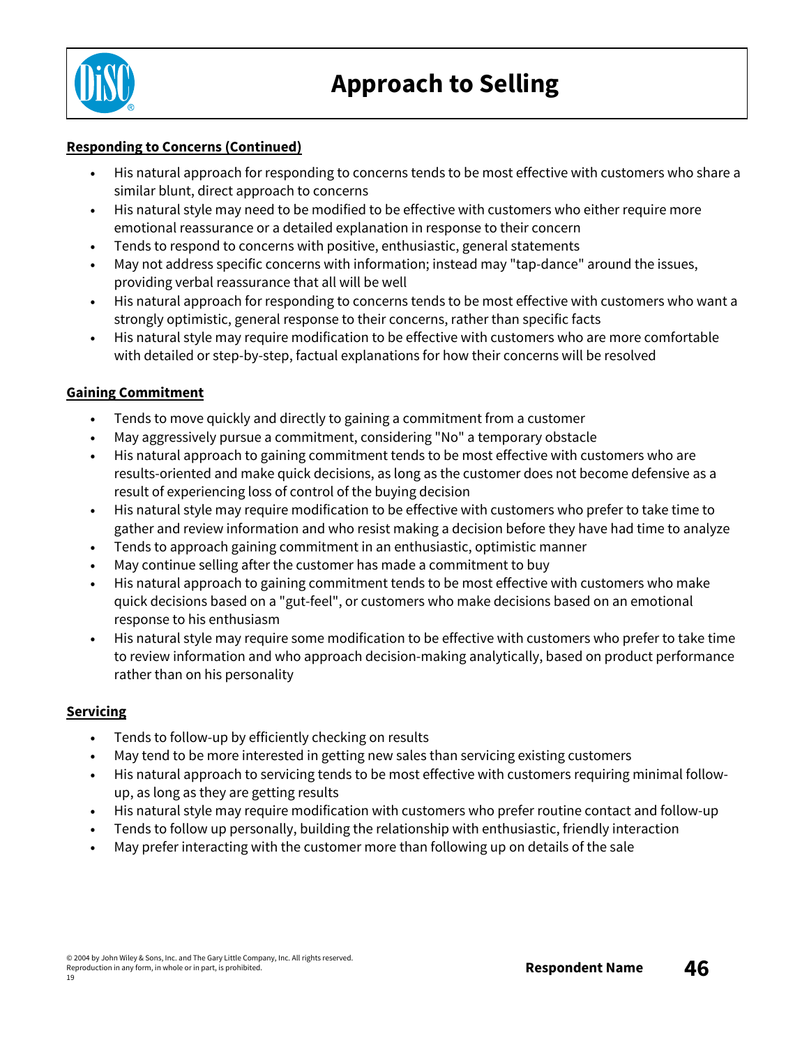# Approach to Selling

**Responding to Concerns (Continued)**

- His natural approach for responding to concerns tends to be most effective with customers who share a similar blunt, direct approach to concerns
- His natural style may need to be modified to be effective with customers who either require more emotional reassurance or a detailed explanation in response to their concern
- Tends to respond to concerns with positive, enthusiastic, general statements
- May not address specific concerns with information; instead may "tap-dance" around the issues, providing verbal reassurance that all will be well
- His natural approach for responding to concerns tends to be most effective with customers who want a strongly optimistic, general response to their concerns, rather than specific facts
- His natural style may require modification to be effective with customers who are more comfortable with detailed or step-by-step, factual explanations for how their concerns will be resolved

**Gaining Commitment**

- Tends to move quickly and directly to gaining a commitment from a customer
- May aggressively pursue a commitment, considering "No" a temporary obstacle
- His natural approach to gaining commitment tends to be most effective with customers who are results-oriented and make quick decisions, as long as the customer does not become defensive as a result of experiencing loss of control of the buying decision
- His natural style may require modification to be effective with customers who prefer to take time to gather and review information and who resist making a decision before they have had time to analyze
- Tends to approach gaining commitment in an enthusiastic, optimistic manner
- May continue selling after the customer has made a commitment to buy
- His natural approach to gaining commitment tends to be most effective with customers who make quick decisions based on a "gut-feel", or customers who make decisions based on an emotional response to his enthusiasm
- His natural style may require some modification to be effective with customers who prefer to take time to review information and who approach decision-making analytically, based on product performance rather than on his personality

**Servicing**

- Tends to follow-up by efficiently checking on results
- May tend to be more interested in getting new sales than servicing existing customers
- His natural approach to servicing tends to be most effective with customers requiring minimal follow-up, as long as they are getting results
- His natural style may require modification with customers who prefer routine contact and follow-up
- Tends to follow up personally, building the relationship with enthusiastic, friendly interaction
- May prefer interacting with the customer more than following up on details of the sale

© 2004 by John Wiley & Sons, Inc. and The Gary Little Company, Inc. All rights reserved.
Reproduction in any form, in whole or in part, is prohibited.
19

**Respondent Name**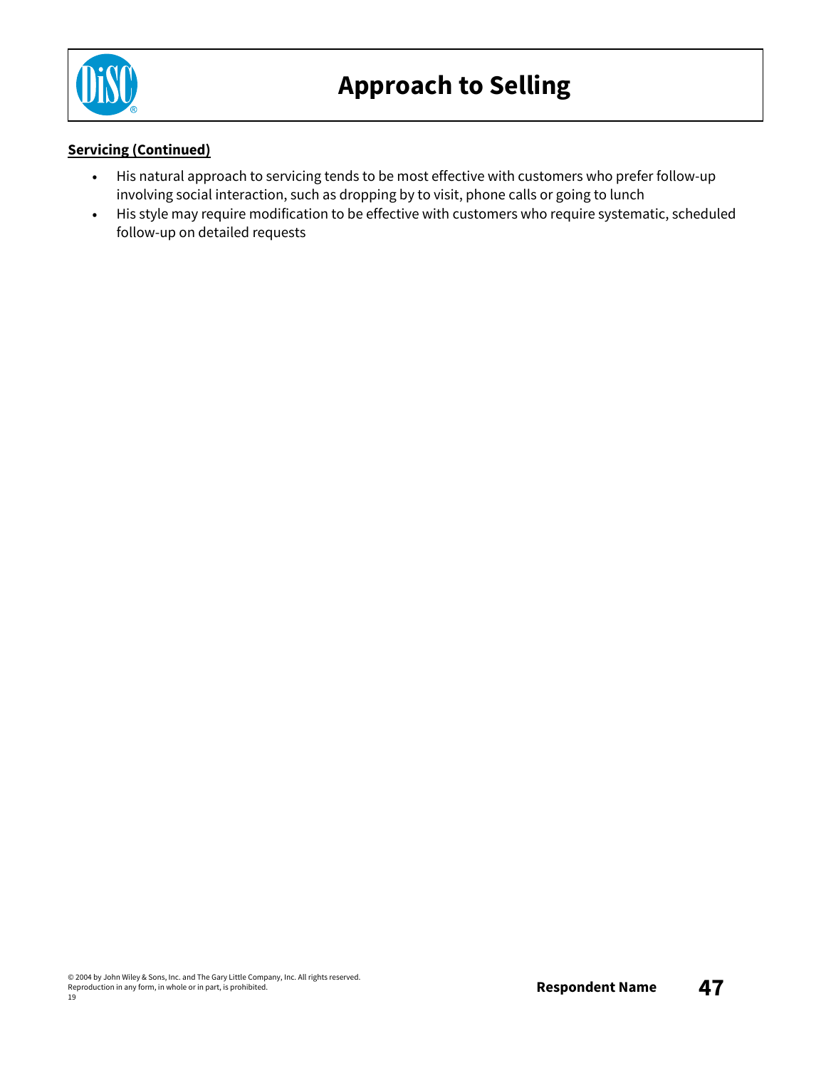# Approach to Selling

**Servicing (Continued)**

- His natural approach to servicing tends to be most effective with customers who prefer follow-up involving social interaction, such as dropping by to visit, phone calls or going to lunch
- His style may require modification to be effective with customers who require systematic, scheduled follow-up on detailed requests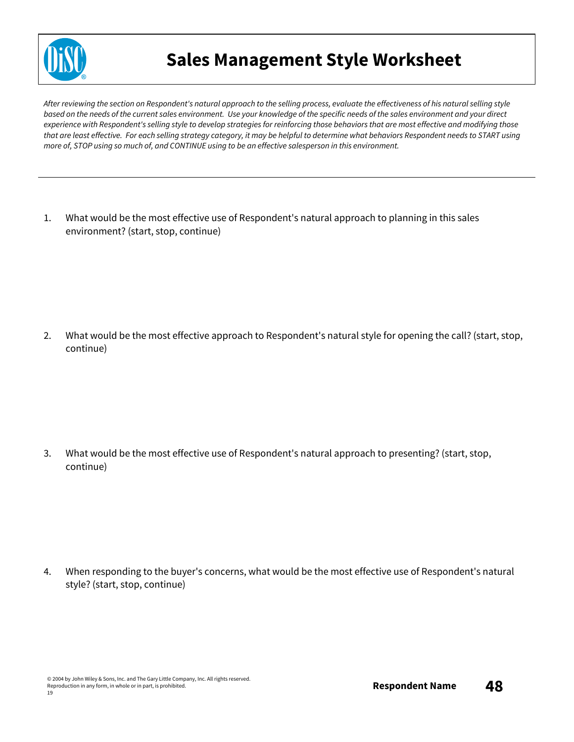# Sales Management Style Worksheet

*After reviewing the section on Respondent's natural approach to the selling process, evaluate the effectiveness of his natural selling style based on the needs of the current sales environment. Use your knowledge of the specific needs of the sales environment and your direct experience with Respondent's selling style to develop strategies for reinforcing those behaviors that are most effective and modifying those that are least effective. For each selling strategy category, it may be helpful to determine what behaviors Respondent needs to START using more of, STOP using so much of, and CONTINUE using to be an effective salesperson in this environment.*

---

1. What would be the most effective use of Respondent's natural approach to planning in this sales environment? (start, stop, continue)

2. What would be the most effective approach to Respondent's natural style for opening the call? (start, stop, continue)

3. What would be the most effective use of Respondent's natural approach to presenting? (start, stop, continue)

4. When responding to the buyer's concerns, what would be the most effective use of Respondent's natural style? (start, stop, continue)

© 2004 by John Wiley & Sons, Inc. and The Gary Little Company, Inc. All rights reserved.
Reproduction in any form, in whole or in part, is prohibited.
19

**Respondent Name**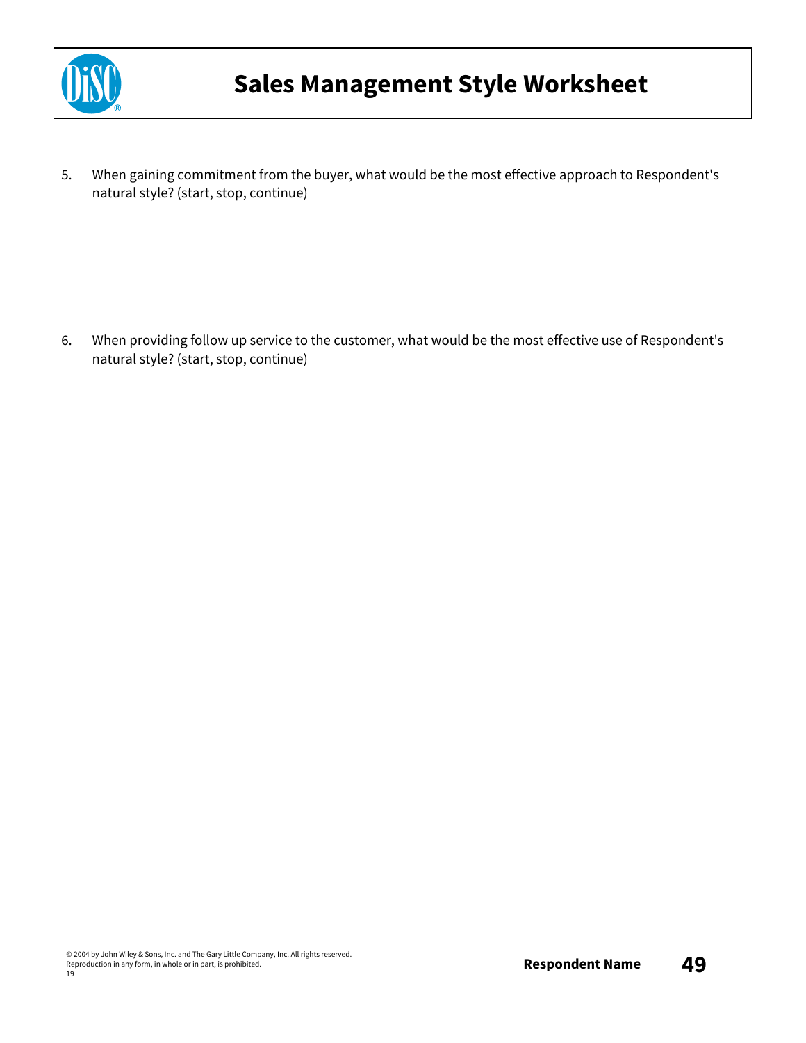# Sales Management Style Worksheet

5. When gaining commitment from the buyer, what would be the most effective approach to Respondent's natural style? (start, stop, continue)

6. When providing follow up service to the customer, what would be the most effective use of Respondent's natural style? (start, stop, continue)

© 2004 by John Wiley & Sons, Inc. and The Gary Little Company, Inc. All rights reserved.
Reproduction in any form, in whole or in part, is prohibited.
19

**Respondent Name**